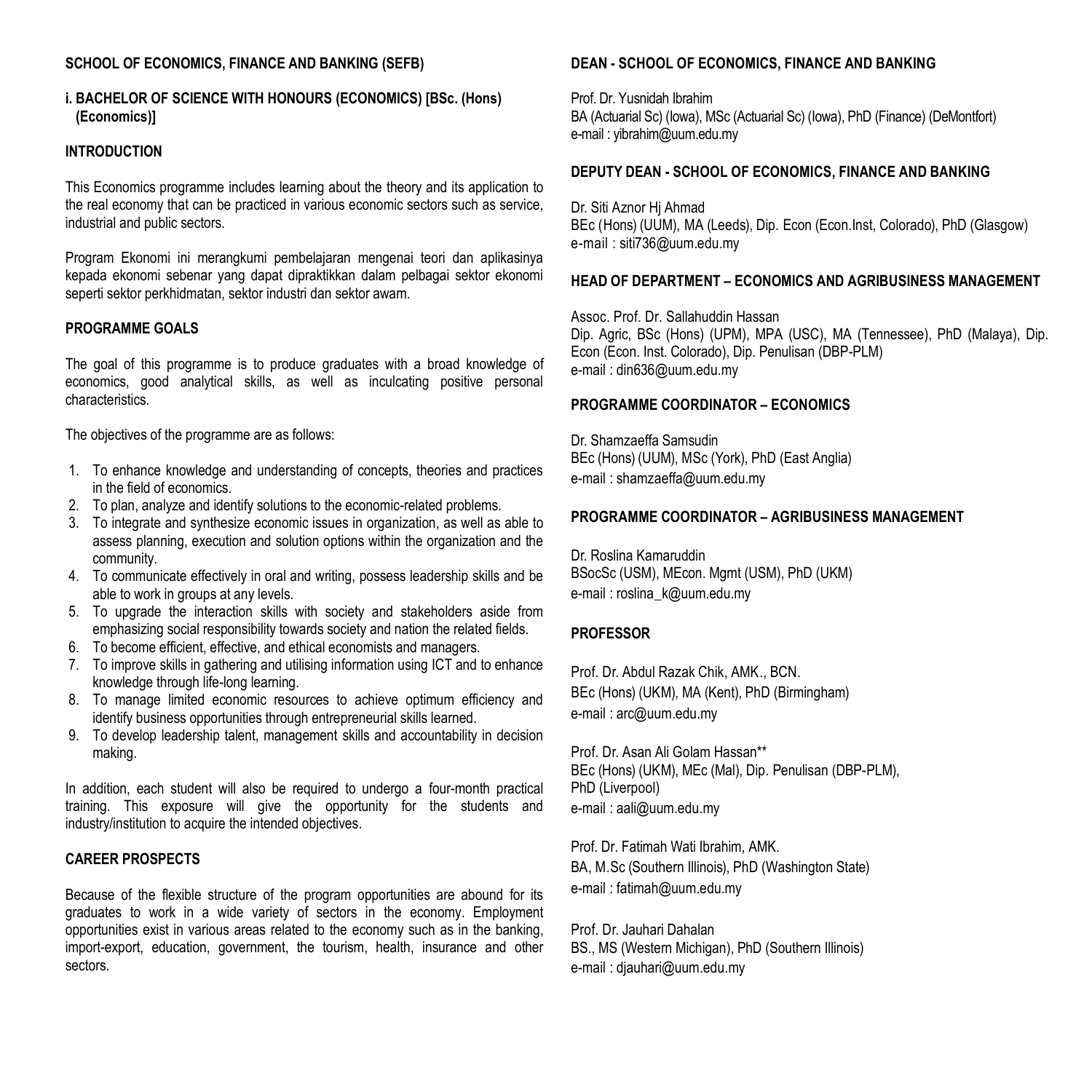**SCHOOL OF ECONOMICS, FINANCE AND BANKING (SEFB)**

**i. BACHELOR OF SCIENCE WITH HONOURS (ECONOMICS) [BSc. (Hons) (Economics)]**

**INTRODUCTION**

This Economics programme includes learning about the theory and its application to the real economy that can be practiced in various economic sectors such as service, industrial and public sectors.

Program Ekonomi ini merangkumi pembelajaran mengenai teori dan aplikasinya kepada ekonomi sebenar yang dapat dipraktikkan dalam pelbagai sektor ekonomi seperti sektor perkhidmatan, sektor industri dan sektor awam.

**PROGRAMME GOALS**

The goal of this programme is to produce graduates with a broad knowledge of economics, good analytical skills, as well as inculcating positive personal characteristics.

The objectives of the programme are as follows:

1. To enhance knowledge and understanding of concepts, theories and practices in the field of economics.
2. To plan, analyze and identify solutions to the economic-related problems.
3. To integrate and synthesize economic issues in organization, as well as able to assess planning, execution and solution options within the organization and the community.
4. To communicate effectively in oral and writing, possess leadership skills and be able to work in groups at any levels.
5. To upgrade the interaction skills with society and stakeholders aside from emphasizing social responsibility towards society and nation the related fields.
6. To become efficient, effective, and ethical economists and managers.
7. To improve skills in gathering and utilising information using ICT and to enhance knowledge through life-long learning.
8. To manage limited economic resources to achieve optimum efficiency and identify business opportunities through entrepreneurial skills learned.
9. To develop leadership talent, management skills and accountability in decision making.

In addition, each student will also be required to undergo a four-month practical training. This exposure will give the opportunity for the students and industry/institution to acquire the intended objectives.

**CAREER PROSPECTS**

Because of the flexible structure of the program opportunities are abound for its graduates to work in a wide variety of sectors in the economy. Employment opportunities exist in various areas related to the economy such as in the banking, import-export, education, government, the tourism, health, insurance and other sectors.

**DEAN - SCHOOL OF ECONOMICS, FINANCE AND BANKING**

Prof. Dr. Yusnidah Ibrahim
BA (Actuarial Sc) (Iowa), MSc (Actuarial Sc) (Iowa), PhD (Finance) (DeMontfort)
e-mail : yibrahim@uum.edu.my

**DEPUTY DEAN - SCHOOL OF ECONOMICS, FINANCE AND BANKING**

Dr. Siti Aznor Hj Ahmad
BEc (Hons) (UUM), MA (Leeds), Dip. Econ (Econ.Inst, Colorado), PhD (Glasgow)
e-mail : siti736@uum.edu.my

**HEAD OF DEPARTMENT – ECONOMICS AND AGRIBUSINESS MANAGEMENT**

Assoc. Prof. Dr. Sallahuddin Hassan
Dip. Agric, BSc (Hons) (UPM), MPA (USC), MA (Tennessee), PhD (Malaya), Dip. Econ (Econ. Inst. Colorado), Dip. Penulisan (DBP-PLM)
e-mail : din636@uum.edu.my

**PROGRAMME COORDINATOR – ECONOMICS**

Dr. Shamzaeffa Samsudin
BEc (Hons) (UUM), MSc (York), PhD (East Anglia)
e-mail : shamzaeffa@uum.edu.my

**PROGRAMME COORDINATOR – AGRIBUSINESS MANAGEMENT**

Dr. Roslina Kamaruddin
BSocSc (USM), MEcon. Mgmt (USM), PhD (UKM)
e-mail : roslina_k@uum.edu.my

**PROFESSOR**

Prof. Dr. Abdul Razak Chik, AMK., BCN.
BEc (Hons) (UKM), MA (Kent), PhD (Birmingham)
e-mail : arc@uum.edu.my

Prof. Dr. Asan Ali Golam Hassan**
BEc (Hons) (UKM), MEc (Mal), Dip. Penulisan (DBP-PLM), PhD (Liverpool)
e-mail : aali@uum.edu.my

Prof. Dr. Fatimah Wati Ibrahim, AMK.
BA, M.Sc (Southern Illinois), PhD (Washington State)
e-mail : fatimah@uum.edu.my

Prof. Dr. Jauhari Dahalan
BS., MS (Western Michigan), PhD (Southern Illinois)
e-mail : djauhari@uum.edu.my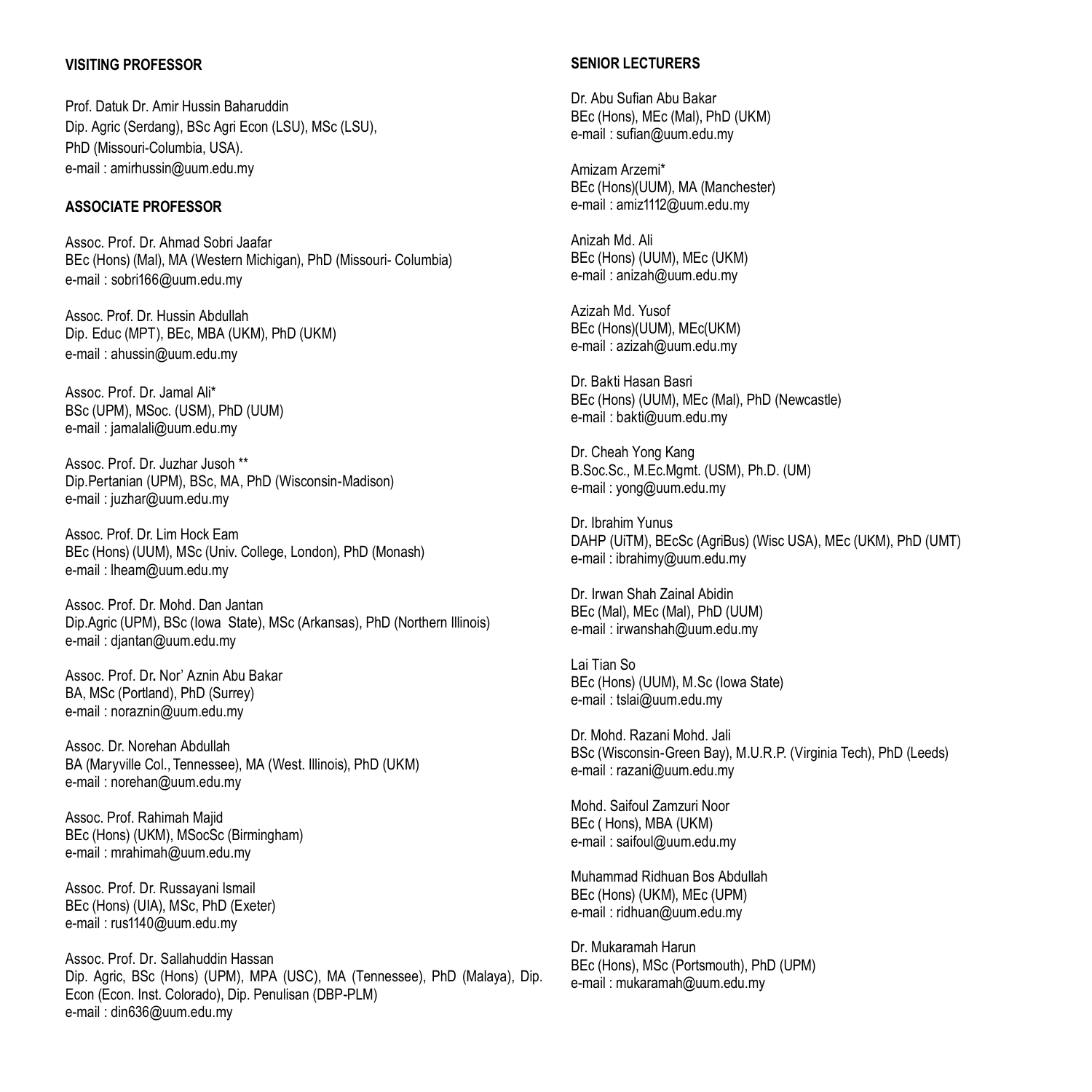### VISITING PROFESSOR

Prof. Datuk Dr. Amir Hussin Baharuddin
Dip. Agric (Serdang), BSc Agri Econ (LSU), MSc (LSU), PhD (Missouri-Columbia, USA).
e-mail : amirhussin@uum.edu.my

### ASSOCIATE PROFESSOR

Assoc. Prof. Dr. Ahmad Sobri Jaafar
BEc (Hons) (Mal), MA (Western Michigan), PhD (Missouri- Columbia)
e-mail : sobri166@uum.edu.my

Assoc. Prof. Dr. Hussin Abdullah
Dip. Educ (MPT), BEc, MBA (UKM), PhD (UKM)
e-mail : ahussin@uum.edu.my

Assoc. Prof. Dr. Jamal Ali*
BSc (UPM), MSoc. (USM), PhD (UUM)
e-mail : jamalali@uum.edu.my

Assoc. Prof. Dr. Juzhar Jusoh **
Dip.Pertanian (UPM), BSc, MA, PhD (Wisconsin-Madison)
e-mail : juzhar@uum.edu.my

Assoc. Prof. Dr. Lim Hock Eam
BEc (Hons) (UUM), MSc (Univ. College, London), PhD (Monash)
e-mail : lheam@uum.edu.my

Assoc. Prof. Dr. Mohd. Dan Jantan
Dip.Agric (UPM), BSc (Iowa State), MSc (Arkansas), PhD (Northern Illinois)
e-mail : djantan@uum.edu.my

Assoc. Prof. Dr. Nor' Aznin Abu Bakar
BA, MSc (Portland), PhD (Surrey)
e-mail : noraznin@uum.edu.my

Assoc. Dr. Norehan Abdullah
BA (Maryville Col., Tennessee), MA (West. Illinois), PhD (UKM)
e-mail : norehan@uum.edu.my

Assoc. Prof. Rahimah Majid
BEc (Hons) (UKM), MSocSc (Birmingham)
e-mail : mrahimah@uum.edu.my

Assoc. Prof. Dr. Russayani Ismail
BEc (Hons) (UIA), MSc, PhD (Exeter)
e-mail : rus1140@uum.edu.my

Assoc. Prof. Dr. Sallahuddin Hassan
Dip. Agric, BSc (Hons) (UPM), MPA (USC), MA (Tennessee), PhD (Malaya), Dip. Econ (Econ. Inst. Colorado), Dip. Penulisan (DBP-PLM)
e-mail : din636@uum.edu.my

### SENIOR LECTURERS

Dr. Abu Sufian Abu Bakar
BEc (Hons), MEc (Mal), PhD (UKM)
e-mail : sufian@uum.edu.my

Amizam Arzemi*
BEc (Hons)(UUM), MA (Manchester)
e-mail : amiz1112@uum.edu.my

Anizah Md. Ali
BEc (Hons) (UUM), MEc (UKM)
e-mail : anizah@uum.edu.my

Azizah Md. Yusof
BEc (Hons)(UUM), MEc(UKM)
e-mail : azizah@uum.edu.my

Dr. Bakti Hasan Basri
BEc (Hons) (UUM), MEc (Mal), PhD (Newcastle)
e-mail : bakti@uum.edu.my

Dr. Cheah Yong Kang
B.Soc.Sc., M.Ec.Mgmt. (USM), Ph.D. (UM)
e-mail : yong@uum.edu.my

Dr. Ibrahim Yunus
DAHP (UiTM), BEcSc (AgriBus) (Wisc USA), MEc (UKM), PhD (UMT)
e-mail : ibrahimy@uum.edu.my

Dr. Irwan Shah Zainal Abidin
BEc (Mal), MEc (Mal), PhD (UUM)
e-mail : irwanshah@uum.edu.my

Lai Tian So
BEc (Hons) (UUM), M.Sc (Iowa State)
e-mail : tslai@uum.edu.my

Dr. Mohd. Razani Mohd. Jali
BSc (Wisconsin-Green Bay), M.U.R.P. (Virginia Tech), PhD (Leeds)
e-mail : razani@uum.edu.my

Mohd. Saifoul Zamzuri Noor
BEc ( Hons), MBA (UKM)
e-mail : saifoul@uum.edu.my

Muhammad Ridhuan Bos Abdullah
BEc (Hons) (UKM), MEc (UPM)
e-mail : ridhuan@uum.edu.my

Dr. Mukaramah Harun
BEc (Hons), MSc (Portsmouth), PhD (UPM)
e-mail : mukaramah@uum.edu.my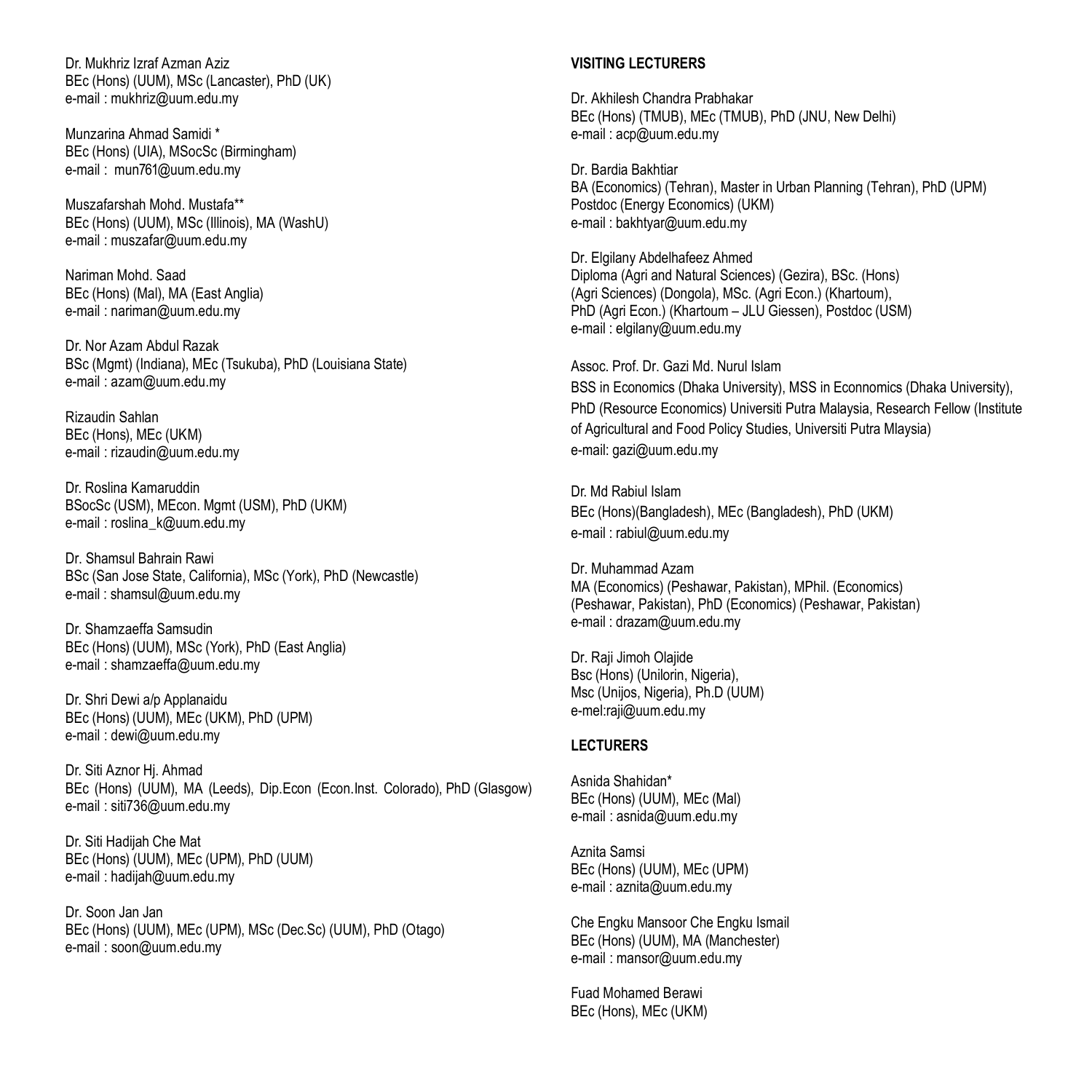Dr. Mukhriz Izraf Azman Aziz
BEc (Hons) (UUM), MSc (Lancaster), PhD (UK)
e-mail : mukhriz@uum.edu.my

Munzarina Ahmad Samidi *
BEc (Hons) (UIA), MSocSc (Birmingham)
e-mail : mun761@uum.edu.my

Muszafarshah Mohd. Mustafa**
BEc (Hons) (UUM), MSc (Illinois), MA (WashU)
e-mail : muszafar@uum.edu.my

Nariman Mohd. Saad
BEc (Hons) (Mal), MA (East Anglia)
e-mail : nariman@uum.edu.my

Dr. Nor Azam Abdul Razak
BSc (Mgmt) (Indiana), MEc (Tsukuba), PhD (Louisiana State)
e-mail : azam@uum.edu.my

Rizaudin Sahlan
BEc (Hons), MEc (UKM)
e-mail : rizaudin@uum.edu.my

Dr. Roslina Kamaruddin
BSocSc (USM), MEcon. Mgmt (USM), PhD (UKM)
e-mail : roslina_k@uum.edu.my

Dr. Shamsul Bahrain Rawi
BSc (San Jose State, California), MSc (York), PhD (Newcastle)
e-mail : shamsul@uum.edu.my

Dr. Shamzaeffa Samsudin
BEc (Hons) (UUM), MSc (York), PhD (East Anglia)
e-mail : shamzaeffa@uum.edu.my

Dr. Shri Dewi a/p Applanaidu
BEc (Hons) (UUM), MEc (UKM), PhD (UPM)
e-mail : dewi@uum.edu.my

Dr. Siti Aznor Hj. Ahmad
BEc (Hons) (UUM), MA (Leeds), Dip.Econ (Econ.Inst. Colorado), PhD (Glasgow)
e-mail : siti736@uum.edu.my

Dr. Siti Hadijah Che Mat
BEc (Hons) (UUM), MEc (UPM), PhD (UUM)
e-mail : hadijah@uum.edu.my

Dr. Soon Jan Jan
BEc (Hons) (UUM), MEc (UPM), MSc (Dec.Sc) (UUM), PhD (Otago)
e-mail : soon@uum.edu.my

**VISITING LECTURERS**

Dr. Akhilesh Chandra Prabhakar
BEc (Hons) (TMUB), MEc (TMUB), PhD (JNU, New Delhi)
e-mail : acp@uum.edu.my

Dr. Bardia Bakhtiar
BA (Economics) (Tehran), Master in Urban Planning (Tehran), PhD (UPM)
Postdoc (Energy Economics) (UKM)
e-mail : bakhtyar@uum.edu.my

Dr. Elgilany Abdelhafeez Ahmed
Diploma (Agri and Natural Sciences) (Gezira), BSc. (Hons) (Agri Sciences) (Dongola), MSc. (Agri Econ.) (Khartoum), PhD (Agri Econ.) (Khartoum – JLU Giessen), Postdoc (USM)
e-mail : elgilany@uum.edu.my

Assoc. Prof. Dr. Gazi Md. Nurul Islam
BSS in Economics (Dhaka University), MSS in Econnomics (Dhaka University), PhD (Resource Economics) Universiti Putra Malaysia, Research Fellow (Institute of Agricultural and Food Policy Studies, Universiti Putra Mlaysia)
e-mail: gazi@uum.edu.my

Dr. Md Rabiul Islam
BEc (Hons)(Bangladesh), MEc (Bangladesh), PhD (UKM)
e-mail : rabiul@uum.edu.my

Dr. Muhammad Azam
MA (Economics) (Peshawar, Pakistan), MPhil. (Economics) (Peshawar, Pakistan), PhD (Economics) (Peshawar, Pakistan)
e-mail : drazam@uum.edu.my

Dr. Raji Jimoh Olajide
Bsc (Hons) (Unilorin, Nigeria), Msc (Unijos, Nigeria), Ph.D (UUM)
e-mel:raji@uum.edu.my

**LECTURERS**

Asnida Shahidan*
BEc (Hons) (UUM), MEc (Mal)
e-mail : asnida@uum.edu.my

Aznita Samsi
BEc (Hons) (UUM), MEc (UPM)
e-mail : aznita@uum.edu.my

Che Engku Mansoor Che Engku Ismail
BEc (Hons) (UUM), MA (Manchester)
e-mail : mansor@uum.edu.my

Fuad Mohamed Berawi
BEc (Hons), MEc (UKM)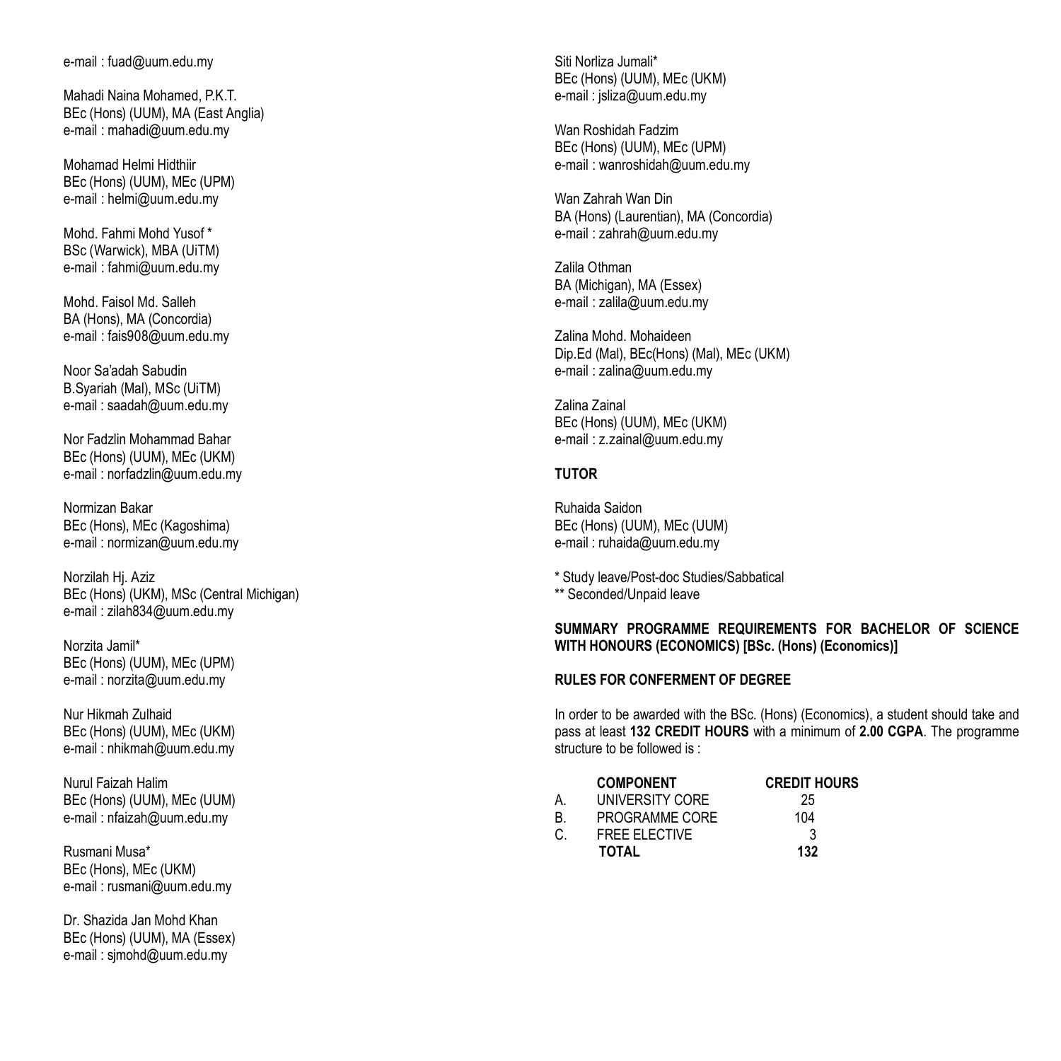e-mail : fuad@uum.edu.my

Mahadi Naina Mohamed, P.K.T.
BEc (Hons) (UUM), MA (East Anglia)
e-mail : mahadi@uum.edu.my

Mohamad Helmi Hidthiir
BEc (Hons) (UUM), MEc (UPM)
e-mail : helmi@uum.edu.my

Mohd. Fahmi Mohd Yusof *
BSc (Warwick), MBA (UiTM)
e-mail : fahmi@uum.edu.my

Mohd. Faisol Md. Salleh
BA (Hons), MA (Concordia)
e-mail : fais908@uum.edu.my

Noor Sa'adah Sabudin
B.Syariah (Mal), MSc (UiTM)
e-mail : saadah@uum.edu.my

Nor Fadzlin Mohammad Bahar
BEc (Hons) (UUM), MEc (UKM)
e-mail : norfadzlin@uum.edu.my

Normizan Bakar
BEc (Hons), MEc (Kagoshima)
e-mail : normizan@uum.edu.my

Norzilah Hj. Aziz
BEc (Hons) (UKM), MSc (Central Michigan)
e-mail : zilah834@uum.edu.my

Norzita Jamil*
BEc (Hons) (UUM), MEc (UPM)
e-mail : norzita@uum.edu.my

Nur Hikmah Zulhaid
BEc (Hons) (UUM), MEc (UKM)
e-mail : nhikmah@uum.edu.my

Nurul Faizah Halim
BEc (Hons) (UUM), MEc (UUM)
e-mail : nfaizah@uum.edu.my

Rusmani Musa*
BEc (Hons), MEc (UKM)
e-mail : rusmani@uum.edu.my

Dr. Shazida Jan Mohd Khan
BEc (Hons) (UUM), MA (Essex)
e-mail : sjmohd@uum.edu.my

Siti Norliza Jumali*
BEc (Hons) (UUM), MEc (UKM)
e-mail : jsliza@uum.edu.my

Wan Roshidah Fadzim
BEc (Hons) (UUM), MEc (UPM)
e-mail : wanroshidah@uum.edu.my

Wan Zahrah Wan Din
BA (Hons) (Laurentian), MA (Concordia)
e-mail : zahrah@uum.edu.my

Zalila Othman
BA (Michigan), MA (Essex)
e-mail : zalila@uum.edu.my

Zalina Mohd. Mohaideen
Dip.Ed (Mal), BEc(Hons) (Mal), MEc (UKM)
e-mail : zalina@uum.edu.my

Zalina Zainal
BEc (Hons) (UUM), MEc (UKM)
e-mail : z.zainal@uum.edu.my

**TUTOR**

Ruhaida Saidon
BEc (Hons) (UUM), MEc (UUM)
e-mail : ruhaida@uum.edu.my

\* Study leave/Post-doc Studies/Sabbatical
\*\* Seconded/Unpaid leave

**SUMMARY PROGRAMME REQUIREMENTS FOR BACHELOR OF SCIENCE WITH HONOURS (ECONOMICS) [BSc. (Hons) (Economics)]**

**RULES FOR CONFERMENT OF DEGREE**

In order to be awarded with the BSc. (Hons) (Economics), a student should take and pass at least **132 CREDIT HOURS** with a minimum of **2.00 CGPA**. The programme structure to be followed is :

| | **COMPONENT** | **CREDIT HOURS** |
|---|---|---|
| A. | UNIVERSITY CORE | 25 |
| B. | PROGRAMME CORE | 104 |
| C. | FREE ELECTIVE | 3 |
| | **TOTAL** | **132** |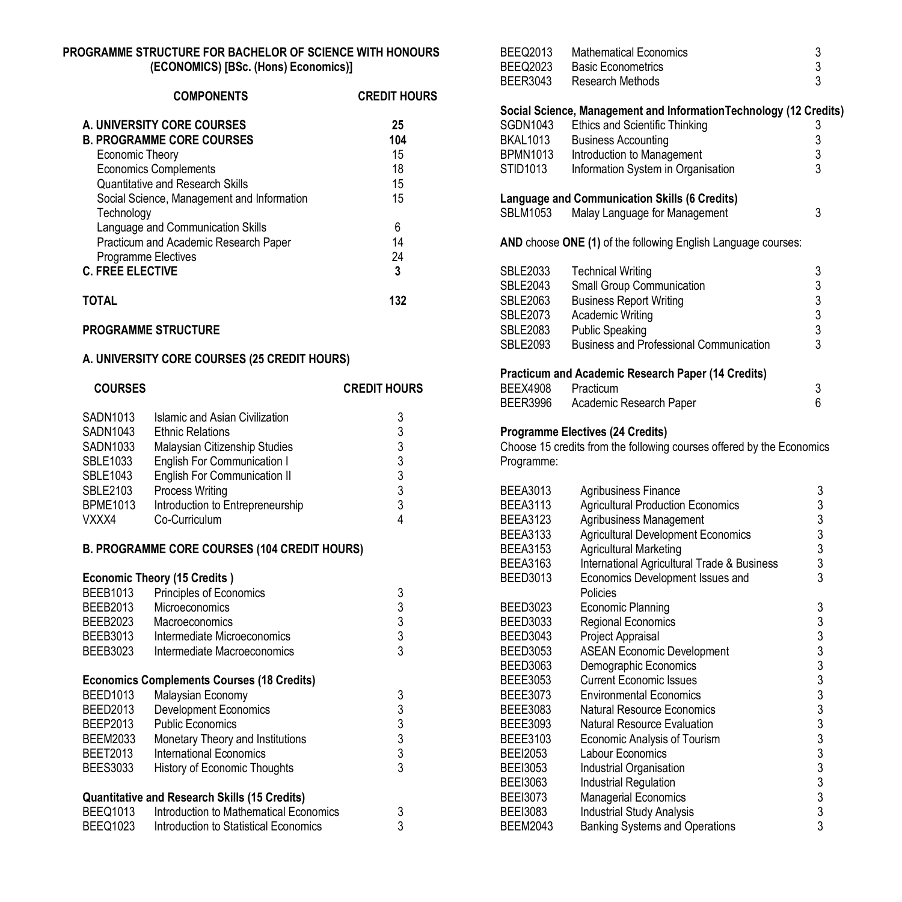## PROGRAMME STRUCTURE FOR BACHELOR OF SCIENCE WITH HONOURS (ECONOMICS) [BSc. (Hons) Economics)]

| COMPONENTS | CREDIT HOURS |
|---|---|
| **A. UNIVERSITY CORE COURSES** | **25** |
| **B. PROGRAMME CORE COURSES** | **104** |
| Economic Theory | 15 |
| Economics Complements | 18 |
| Quantitative and Research Skills | 15 |
| Social Science, Management and Information Technology | 15 |
| Language and Communication Skills | 6 |
| Practicum and Academic Research Paper | 14 |
| Programme Electives | 24 |
| **C. FREE ELECTIVE** | **3** |
| **TOTAL** | **132** |

### PROGRAMME STRUCTURE

### A. UNIVERSITY CORE COURSES (25 CREDIT HOURS)

| COURSES | | CREDIT HOURS |
|---|---|---|
| SADN1013 | Islamic and Asian Civilization | 3 |
| SADN1043 | Ethnic Relations | 3 |
| SADN1033 | Malaysian Citizenship Studies | 3 |
| SBLE1033 | English For Communication I | 3 |
| SBLE1043 | English For Communication II | 3 |
| SBLE2103 | Process Writing | 3 |
| BPME1013 | Introduction to Entrepreneurship | 3 |
| VXXX4 | Co-Curriculum | 4 |

### B. PROGRAMME CORE COURSES (104 CREDIT HOURS)

**Economic Theory (15 Credits )**

| | | |
|---|---|---|
| BEEB1013 | Principles of Economics | 3 |
| BEEB2013 | Microeconomics | 3 |
| BEEB2023 | Macroeconomics | 3 |
| BEEB3013 | Intermediate Microeconomics | 3 |
| BEEB3023 | Intermediate Macroeconomics | 3 |

**Economics Complements Courses (18 Credits)**

| | | |
|---|---|---|
| BEED1013 | Malaysian Economy | 3 |
| BEED2013 | Development Economics | 3 |
| BEEP2013 | Public Economics | 3 |
| BEEM2033 | Monetary Theory and Institutions | 3 |
| BEET2013 | International Economics | 3 |
| BEES3033 | History of Economic Thoughts | 3 |

**Quantitative and Research Skills (15 Credits)**

| | | |
|---|---|---|
| BEEQ1013 | Introduction to Mathematical Economics | 3 |
| BEEQ1023 | Introduction to Statistical Economics | 3 |
| BEEQ2013 | Mathematical Economics | 3 |
| BEEQ2023 | Basic Econometrics | 3 |
| BEER3043 | Research Methods | 3 |

**Social Science, Management and InformationTechnology (12 Credits)**

| | | |
|---|---|---|
| SGDN1043 | Ethics and Scientific Thinking | 3 |
| BKAL1013 | Business Accounting | 3 |
| BPMN1013 | Introduction to Management | 3 |
| STID1013 | Information System in Organisation | 3 |

**Language and Communication Skills (6 Credits)**

| | | |
|---|---|---|
| SBLM1053 | Malay Language for Management | 3 |

**AND** choose **ONE (1)** of the following English Language courses:

| | | |
|---|---|---|
| SBLE2033 | Technical Writing | 3 |
| SBLE2043 | Small Group Communication | 3 |
| SBLE2063 | Business Report Writing | 3 |
| SBLE2073 | Academic Writing | 3 |
| SBLE2083 | Public Speaking | 3 |
| SBLE2093 | Business and Professional Communication | 3 |

**Practicum and Academic Research Paper (14 Credits)**

| | | |
|---|---|---|
| BEEX4908 | Practicum | 3 |
| BEER3996 | Academic Research Paper | 6 |

**Programme Electives (24 Credits)**

Choose 15 credits from the following courses offered by the Economics Programme:

| | | |
|---|---|---|
| BEEA3013 | Agribusiness Finance | 3 |
| BEEA3113 | Agricultural Production Economics | 3 |
| BEEA3123 | Agribusiness Management | 3 |
| BEEA3133 | Agricultural Development Economics | 3 |
| BEEA3153 | Agricultural Marketing | 3 |
| BEEA3163 | International Agricultural Trade & Business | 3 |
| BEED3013 | Economics Development Issues and Policies | 3 |
| BEED3023 | Economic Planning | 3 |
| BEED3033 | Regional Economics | 3 |
| BEED3043 | Project Appraisal | 3 |
| BEED3053 | ASEAN Economic Development | 3 |
| BEED3063 | Demographic Economics | 3 |
| BEEE3053 | Current Economic Issues | 3 |
| BEEE3073 | Environmental Economics | 3 |
| BEEE3083 | Natural Resource Economics | 3 |
| BEEE3093 | Natural Resource Evaluation | 3 |
| BEEE3103 | Economic Analysis of Tourism | 3 |
| BEEI2053 | Labour Economics | 3 |
| BEEI3053 | Industrial Organisation | 3 |
| BEEI3063 | Industrial Regulation | 3 |
| BEEI3073 | Managerial Economics | 3 |
| BEEI3083 | Industrial Study Analysis | 3 |
| BEEM2043 | Banking Systems and Operations | 3 |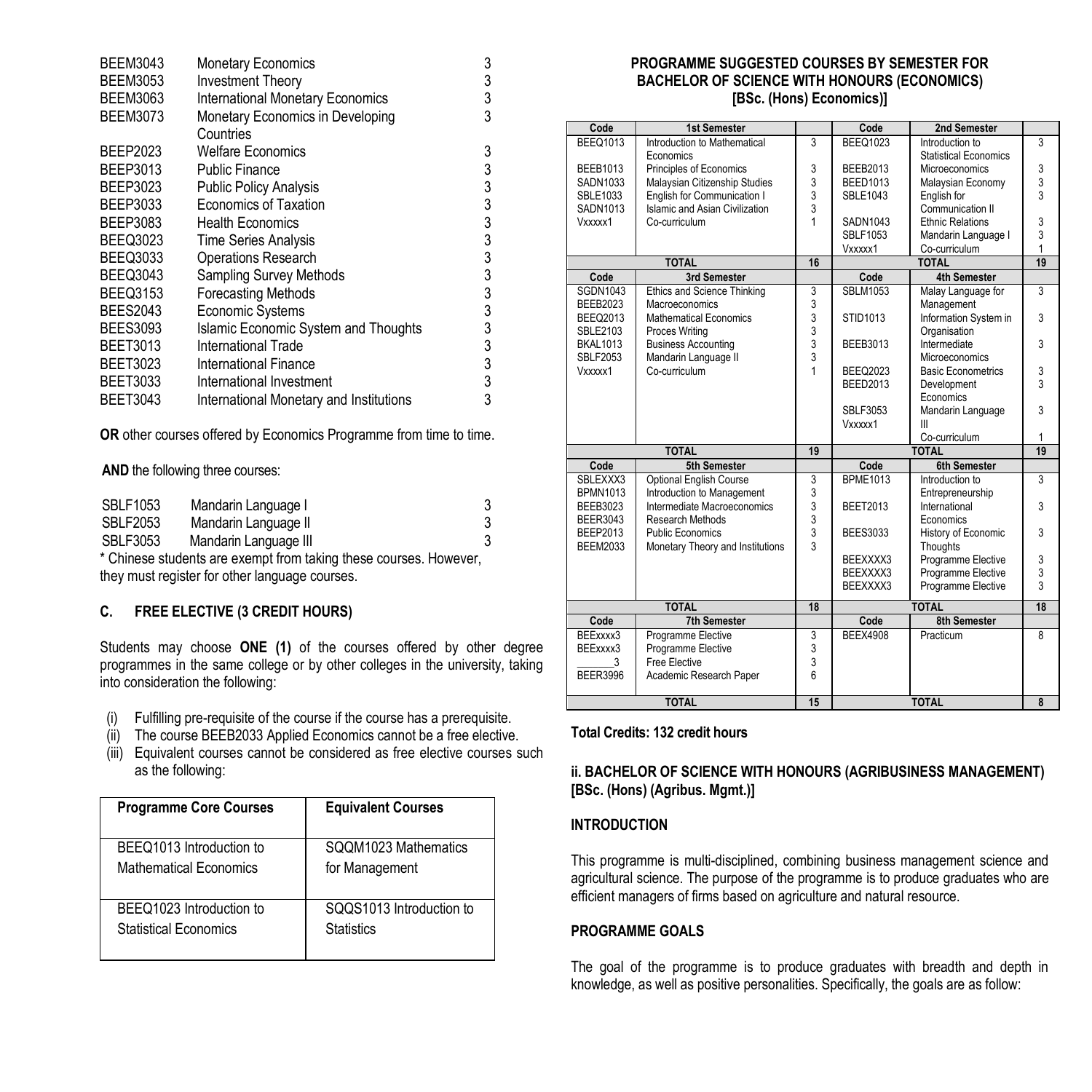| | | |
|---|---|---|
| BEEM3043 | Monetary Economics | 3 |
| BEEM3053 | Investment Theory | 3 |
| BEEM3063 | International Monetary Economics | 3 |
| BEEM3073 | Monetary Economics in Developing Countries | 3 |
| BEEP2023 | Welfare Economics | 3 |
| BEEP3013 | Public Finance | 3 |
| BEEP3023 | Public Policy Analysis | 3 |
| BEEP3033 | Economics of Taxation | 3 |
| BEEP3083 | Health Economics | 3 |
| BEEQ3023 | Time Series Analysis | 3 |
| BEEQ3033 | Operations Research | 3 |
| BEEQ3043 | Sampling Survey Methods | 3 |
| BEEQ3153 | Forecasting Methods | 3 |
| BEES2043 | Economic Systems | 3 |
| BEES3093 | Islamic Economic System and Thoughts | 3 |
| BEET3013 | International Trade | 3 |
| BEET3023 | International Finance | 3 |
| BEET3033 | International Investment | 3 |
| BEET3043 | International Monetary and Institutions | 3 |

**OR** other courses offered by Economics Programme from time to time.

**AND** the following three courses:

| | | |
|---|---|---|
| SBLF1053 | Mandarin Language I | 3 |
| SBLF2053 | Mandarin Language II | 3 |
| SBLF3053 | Mandarin Language III | 3 |

* Chinese students are exempt from taking these courses. However, they must register for other language courses.

### C. FREE ELECTIVE (3 CREDIT HOURS)

Students may choose **ONE (1)** of the courses offered by other degree programmes in the same college or by other colleges in the university, taking into consideration the following:

(i) Fulfilling pre-requisite of the course if the course has a prerequisite.
(ii) The course BEEB2033 Applied Economics cannot be a free elective.
(iii) Equivalent courses cannot be considered as free elective courses such as the following:

| Programme Core Courses | Equivalent Courses |
|---|---|
| BEEQ1013 Introduction to Mathematical Economics | SQQM1023 Mathematics for Management |
| BEEQ1023 Introduction to Statistical Economics | SQQS1013 Introduction to Statistics |

### PROGRAMME SUGGESTED COURSES BY SEMESTER FOR BACHELOR OF SCIENCE WITH HONOURS (ECONOMICS) [BSc. (Hons) Economics)]

| Code | 1st Semester | | Code | 2nd Semester | |
|---|---|---|---|---|---|
| BEEQ1013 | Introduction to Mathematical Economics | 3 | BEEQ1023 | Introduction to Statistical Economics | 3 |
| BEEB1013 | Principles of Economics | 3 | BEEB2013 | Microeconomics | 3 |
| SADN1033 | Malaysian Citizenship Studies | 3 | BEED1013 | Malaysian Economy | 3 |
| SBLE1033 | English for Communication I | 3 | SBLE1043 | English for Communication II | 3 |
| SADN1013 | Islamic and Asian Civilization | 3 | | | |
| Vxxxxx1 | Co-curriculum | 1 | SADN1043 | Ethnic Relations | 3 |
| | | | SBLF1053 | Mandarin Language I | 3 |
| | | | Vxxxxx1 | Co-curriculum | 1 |
| | **TOTAL** | **16** | | **TOTAL** | **19** |
| **Code** | **3rd Semester** | | **Code** | **4th Semester** | |
| SGDN1043 | Ethics and Science Thinking | 3 | SBLM1053 | Malay Language for Management | 3 |
| BEEB2023 | Macroeconomics | 3 | | | |
| BEEQ2013 | Mathematical Economics | 3 | STID1013 | Information System in Organisation | 3 |
| SBLE2103 | Proces Writing | 3 | | | |
| BKAL1013 | Business Accounting | 3 | BEEB3013 | Intermediate Microeconomics | 3 |
| SBLF2053 | Mandarin Language II | 3 | | | |
| Vxxxxx1 | Co-curriculum | 1 | BEEQ2023 | Basic Econometrics | 3 |
| | | | BEED2013 | Development Economics | 3 |
| | | | SBLF3053 | Mandarin Language III | 3 |
| | | | Vxxxxx1 | Co-curriculum | 1 |
| | **TOTAL** | **19** | | **TOTAL** | **19** |
| **Code** | **5th Semester** | | **Code** | **6th Semester** | |
| SBLEXXX3 | Optional English Course | 3 | BPME1013 | Introduction to Entrepreneurship | 3 |
| BPMN1013 | Introduction to Management | 3 | | | |
| BEEB3023 | Intermediate Macroeconomics | 3 | BEET2013 | International Economics | 3 |
| BEER3043 | Research Methods | 3 | | | |
| BEEP2013 | Public Economics | 3 | BEES3033 | History of Economic Thoughts | 3 |
| BEEM2033 | Monetary Theory and Institutions | 3 | | | |
| | | | BEEXXXX3 | Programme Elective | 3 |
| | | | BEEXXXX3 | Programme Elective | 3 |
| | | | BEEXXXX3 | Programme Elective | 3 |
| | **TOTAL** | **18** | | **TOTAL** | **18** |
| **Code** | **7th Semester** | | **Code** | **8th Semester** | |
| BEExxxx3 | Programme Elective | 3 | BEEX4908 | Practicum | 8 |
| BEExxxx3 | Programme Elective | 3 | | | |
| _______3 | Free Elective | 3 | | | |
| BEER3996 | Academic Research Paper | 6 | | | |
| | **TOTAL** | **15** | | **TOTAL** | **8** |

**Total Credits: 132 credit hours**

### ii. BACHELOR OF SCIENCE WITH HONOURS (AGRIBUSINESS MANAGEMENT) [BSc. (Hons) (Agribus. Mgmt.)]

#### INTRODUCTION

This programme is multi-disciplined, combining business management science and agricultural science. The purpose of the programme is to produce graduates who are efficient managers of firms based on agriculture and natural resource.

#### PROGRAMME GOALS

The goal of the programme is to produce graduates with breadth and depth in knowledge, as well as positive personalities. Specifically, the goals are as follow: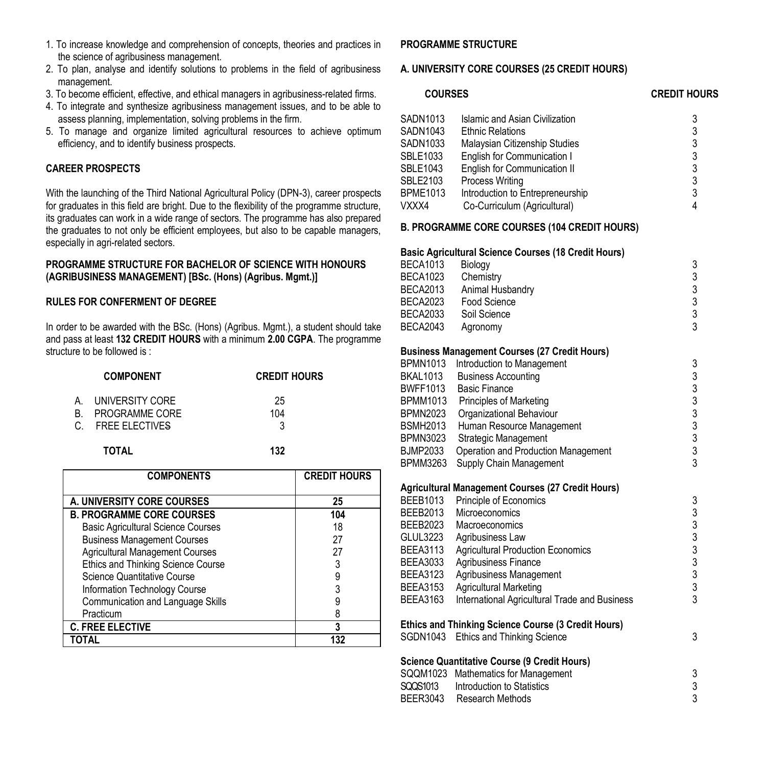1. To increase knowledge and comprehension of concepts, theories and practices in the science of agribusiness management.
2. To plan, analyse and identify solutions to problems in the field of agribusiness management.
3. To become efficient, effective, and ethical managers in agribusiness-related firms.
4. To integrate and synthesize agribusiness management issues, and to be able to assess planning, implementation, solving problems in the firm.
5. To manage and organize limited agricultural resources to achieve optimum efficiency, and to identify business prospects.

**CAREER PROSPECTS**

With the launching of the Third National Agricultural Policy (DPN-3), career prospects for graduates in this field are bright. Due to the flexibility of the programme structure, its graduates can work in a wide range of sectors. The programme has also prepared the graduates to not only be efficient employees, but also to be capable managers, especially in agri-related sectors.

**PROGRAMME STRUCTURE FOR BACHELOR OF SCIENCE WITH HONOURS (AGRIBUSINESS MANAGEMENT) [BSc. (Hons) (Agribus. Mgmt.)]**

**RULES FOR CONFERMENT OF DEGREE**

In order to be awarded with the BSc. (Hons) (Agribus. Mgmt.), a student should take and pass at least **132 CREDIT HOURS** with a minimum **2.00 CGPA**. The programme structure to be followed is :

| COMPONENT | CREDIT HOURS |
|---|---|
| A. UNIVERSITY CORE | 25 |
| B. PROGRAMME CORE | 104 |
| C. FREE ELECTIVES | 3 |
| **TOTAL** | **132** |

| COMPONENTS | CREDIT HOURS |
|---|---|
| **A. UNIVERSITY CORE COURSES** | **25** |
| **B. PROGRAMME CORE COURSES** | **104** |
| Basic Agricultural Science Courses | 18 |
| Business Management Courses | 27 |
| Agricultural Management Courses | 27 |
| Ethics and Thinking Science Course | 3 |
| Science Quantitative Course | 9 |
| Information Technology Course | 3 |
| Communication and Language Skills | 9 |
| Practicum | 8 |
| **C. FREE ELECTIVE** | **3** |
| **TOTAL** | **132** |

**PROGRAMME STRUCTURE**

**A. UNIVERSITY CORE COURSES (25 CREDIT HOURS)**

| COURSES | | CREDIT HOURS |
|---|---|---|
| SADN1013 | Islamic and Asian Civilization | 3 |
| SADN1043 | Ethnic Relations | 3 |
| SADN1033 | Malaysian Citizenship Studies | 3 |
| SBLE1033 | English for Communication I | 3 |
| SBLE1043 | English for Communication II | 3 |
| SBLE2103 | Process Writing | 3 |
| BPME1013 | Introduction to Entrepreneurship | 3 |
| VXXX4 | Co-Curriculum (Agricultural) | 4 |

**B. PROGRAMME CORE COURSES (104 CREDIT HOURS)**

**Basic Agricultural Science Courses (18 Credit Hours)**

| | | |
|---|---|---|
| BECA1013 | Biology | 3 |
| BECA1023 | Chemistry | 3 |
| BECA2013 | Animal Husbandry | 3 |
| BECA2023 | Food Science | 3 |
| BECA2033 | Soil Science | 3 |
| BECA2043 | Agronomy | 3 |

**Business Management Courses (27 Credit Hours)**

| | | |
|---|---|---|
| BPMN1013 | Introduction to Management | 3 |
| BKAL1013 | Business Accounting | 3 |
| BWFF1013 | Basic Finance | 3 |
| BPMM1013 | Principles of Marketing | 3 |
| BPMN2023 | Organizational Behaviour | 3 |
| BSMH2013 | Human Resource Management | 3 |
| BPMN3023 | Strategic Management | 3 |
| BJMP2033 | Operation and Production Management | 3 |
| BPMM3263 | Supply Chain Management | 3 |

**Agricultural Management Courses (27 Credit Hours)**

| | | |
|---|---|---|
| BEEB1013 | Principle of Economics | 3 |
| BEEB2013 | Microeconomics | 3 |
| BEEB2023 | Macroeconomics | 3 |
| GLUL3223 | Agribusiness Law | 3 |
| BEEA3113 | Agricultural Production Economics | 3 |
| BEEA3033 | Agribusiness Finance | 3 |
| BEEA3123 | Agribusiness Management | 3 |
| BEEA3153 | Agricultural Marketing | 3 |
| BEEA3163 | International Agricultural Trade and Business | 3 |

**Ethics and Thinking Science Course (3 Credit Hours)**

| | | |
|---|---|---|
| SGDN1043 | Ethics and Thinking Science | 3 |

**Science Quantitative Course (9 Credit Hours)**

| | | |
|---|---|---|
| SQQM1023 | Mathematics for Management | 3 |
| SQQS1013 | Introduction to Statistics | 3 |
| BEER3043 | Research Methods | 3 |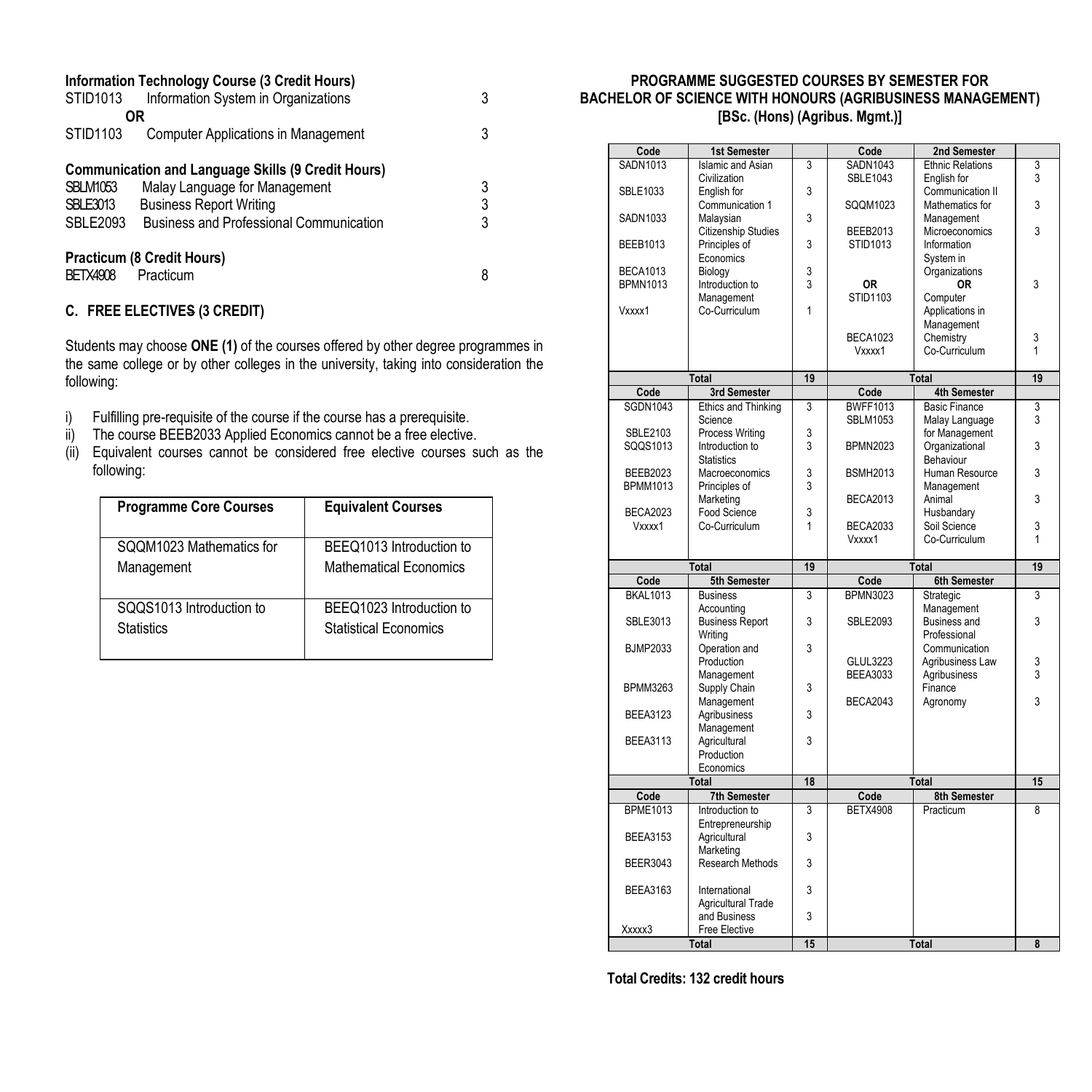**Information Technology Course (3 Credit Hours)**

| | | |
|---|---|---|
| STID1013 | Information System in Organizations | 3 |
| **OR** | | |
| STID1103 | Computer Applications in Management | 3 |

**Communication and Language Skills (9 Credit Hours)**

| | | |
|---|---|---|
| SBLM1053 | Malay Language for Management | 3 |
| SBLE3013 | Business Report Writing | 3 |
| SBLE2093 | Business and Professional Communication | 3 |

**Practicum (8 Credit Hours)**

| | | |
|---|---|---|
| BETX4908 | Practicum | 8 |

### C. FREE ELECTIVES (3 CREDIT)

Students may choose **ONE (1)** of the courses offered by other degree programmes in the same college or by other colleges in the university, taking into consideration the following:

i) Fulfilling pre-requisite of the course if the course has a prerequisite.
ii) The course BEEB2033 Applied Economics cannot be a free elective.
(ii) Equivalent courses cannot be considered free elective courses such as the following:

| Programme Core Courses | Equivalent Courses |
|---|---|
| SQQM1023 Mathematics for Management | BEEQ1013 Introduction to Mathematical Economics |
| SQQS1013 Introduction to Statistics | BEEQ1023 Introduction to Statistical Economics |

## PROGRAMME SUGGESTED COURSES BY SEMESTER FOR BACHELOR OF SCIENCE WITH HONOURS (AGRIBUSINESS MANAGEMENT) [BSc. (Hons) (Agribus. Mgmt.)]

| Code | 1st Semester | | Code | 2nd Semester | |
|---|---|---|---|---|---|
| SADN1013 | Islamic and Asian Civilization | 3 | SADN1043 | Ethnic Relations | 3 |
| SBLE1033 | English for Communication 1 | 3 | SBLE1043 | English for Communication II | 3 |
| SADN1033 | Malaysian Citizenship Studies | 3 | SQQM1023 | Mathematics for Management | 3 |
| BEEB1013 | Principles of Economics | 3 | BEEB2013 | Microeconomics | 3 |
| BECA1013 | Biology | 3 | STID1013 | Information System in Organizations | |
| BPMN1013 | Introduction to Management | 3 | **OR** | **OR** | 3 |
| Vxxxx1 | Co-Curriculum | 1 | STID1103 | Computer Applications in Management | |
| | | | BECA1023 | Chemistry | 3 |
| | | | Vxxxx1 | Co-Curriculum | 1 |
| **Total** | | **19** | **Total** | | **19** |
| **Code** | **3rd Semester** | | **Code** | **4th Semester** | |
| SGDN1043 | Ethics and Thinking Science | 3 | BWFF1013 | Basic Finance | 3 |
| SBLE2103 | Process Writing | 3 | SBLM1053 | Malay Language for Management | 3 |
| SQQS1013 | Introduction to Statistics | 3 | BPMN2023 | Organizational Behaviour | 3 |
| BEEB2023 | Macroeconomics | 3 | BSMH2013 | Human Resource Management | 3 |
| BPMM1013 | Principles of Marketing | 3 | BECA2013 | Animal Husbandary | 3 |
| BECA2023 | Food Science | 3 | BECA2033 | Soil Science | 3 |
| Vxxxx1 | Co-Curriculum | 1 | Vxxxx1 | Co-Curriculum | 1 |
| **Total** | | **19** | **Total** | | **19** |
| **Code** | **5th Semester** | | **Code** | **6th Semester** | |
| BKAL1013 | Business Accounting | 3 | BPMN3023 | Strategic Management | 3 |
| SBLE3013 | Business Report Writing | 3 | SBLE2093 | Business and Professional Communication | 3 |
| BJMP2033 | Operation and Production Management | 3 | GLUL3223 | Agribusiness Law | 3 |
| BPMM3263 | Supply Chain Management | 3 | BEEA3033 | Agribusiness Finance | 3 |
| BEEA3123 | Agribusiness Management | 3 | BECA2043 | Agronomy | 3 |
| BEEA3113 | Agricultural Production Economics | 3 | | | |
| **Total** | | **18** | **Total** | | **15** |
| **Code** | **7th Semester** | | **Code** | **8th Semester** | |
| BPME1013 | Introduction to Entrepreneurship | 3 | BETX4908 | Practicum | 8 |
| BEEA3153 | Agricultural Marketing | 3 | | | |
| BEER3043 | Research Methods | 3 | | | |
| BEEA3163 | International Agricultural Trade and Business | 3 | | | |
| Xxxxx3 | Free Elective | 3 | | | |
| **Total** | | **15** | **Total** | | **8** |

**Total Credits: 132 credit hours**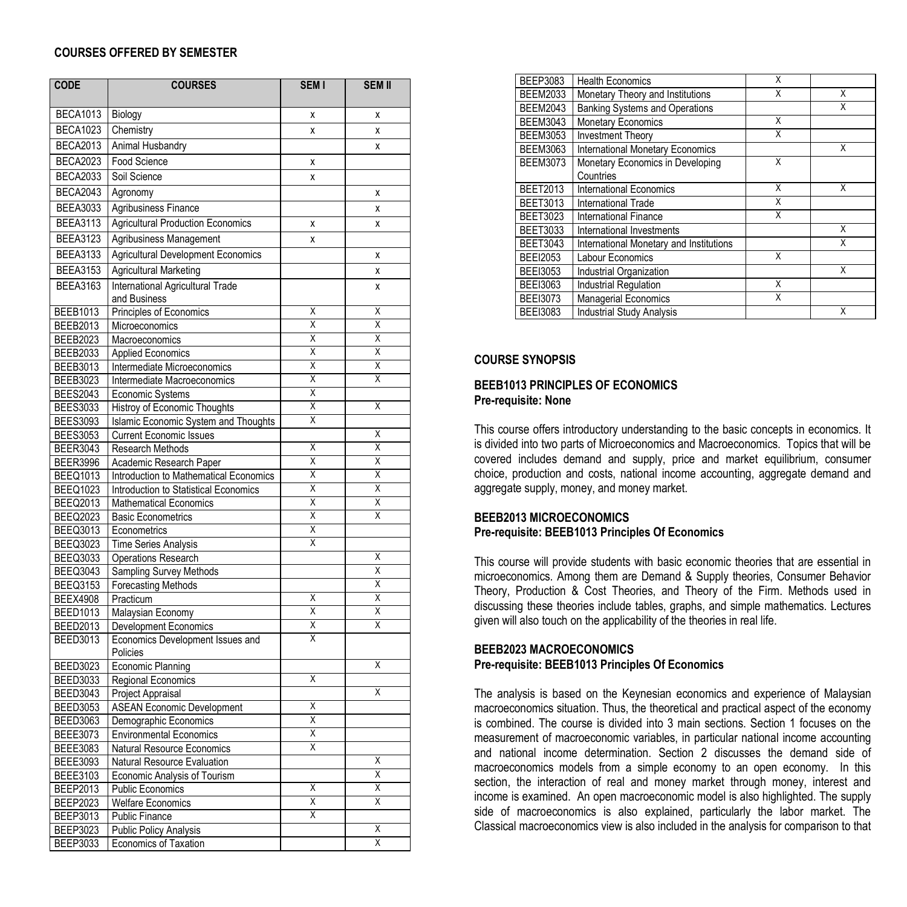## COURSES OFFERED BY SEMESTER

| CODE | COURSES | SEM I | SEM II |
|---|---|---|---|
| BECA1013 | Biology | x | x |
| BECA1023 | Chemistry | x | x |
| BECA2013 | Animal Husbandry | | x |
| BECA2023 | Food Science | x | |
| BECA2033 | Soil Science | x | |
| BECA2043 | Agronomy | | x |
| BEEA3033 | Agribusiness Finance | | x |
| BEEA3113 | Agricultural Production Economics | x | x |
| BEEA3123 | Agribusiness Management | x | |
| BEEA3133 | Agricultural Development Economics | | x |
| BEEA3153 | Agricultural Marketing | | x |
| BEEA3163 | International Agricultural Trade and Business | | x |
| BEEB1013 | Principles of Economics | X | X |
| BEEB2013 | Microeconomics | X | X |
| BEEB2023 | Macroeconomics | X | X |
| BEEB2033 | Applied Economics | X | X |
| BEEB3013 | Intermediate Microeconomics | X | X |
| BEEB3023 | Intermediate Macroeconomics | X | X |
| BEES2043 | Economic Systems | X | |
| BEES3033 | Histroy of Economic Thoughts | X | X |
| BEES3093 | Islamic Economic System and Thoughts | X | |
| BEES3053 | Current Economic Issues | | X |
| BEER3043 | Research Methods | X | X |
| BEER3996 | Academic Research Paper | X | X |
| BEEQ1013 | Introduction to Mathematical Economics | X | X |
| BEEQ1023 | Introduction to Statistical Economics | X | X |
| BEEQ2013 | Mathematical Economics | X | X |
| BEEQ2023 | Basic Econometrics | X | X |
| BEEQ3013 | Econometrics | X | |
| BEEQ3023 | Time Series Analysis | X | |
| BEEQ3033 | Operations Research | | X |
| BEEQ3043 | Sampling Survey Methods | | X |
| BEEQ3153 | Forecasting Methods | | X |
| BEEX4908 | Practicum | X | X |
| BEED1013 | Malaysian Economy | X | X |
| BEED2013 | Development Economics | X | X |
| BEED3013 | Economics Development Issues and Policies | X | |
| BEED3023 | Economic Planning | | X |
| BEED3033 | Regional Economics | X | |
| BEED3043 | Project Appraisal | | X |
| BEED3053 | ASEAN Economic Development | X | |
| BEED3063 | Demographic Economics | X | |
| BEEE3073 | Environmental Economics | X | |
| BEEE3083 | Natural Resource Economics | X | |
| BEEE3093 | Natural Resource Evaluation | | X |
| BEEE3103 | Economic Analysis of Tourism | | X |
| BEEP2013 | Public Economics | X | X |
| BEEP2023 | Welfare Economics | X | X |
| BEEP3013 | Public Finance | X | |
| BEEP3023 | Public Policy Analysis | | X |
| BEEP3033 | Economics of Taxation | | X |
| BEEP3083 | Health Economics | X | |
| BEEM2033 | Monetary Theory and Institutions | X | X |
| BEEM2043 | Banking Systems and Operations | | X |
| BEEM3043 | Monetary Economics | X | |
| BEEM3053 | Investment Theory | X | |
| BEEM3063 | International Monetary Economics | | X |
| BEEM3073 | Monetary Economics in Developing Countries | X | |
| BEET2013 | International Economics | X | X |
| BEET3013 | International Trade | X | |
| BEET3023 | International Finance | X | |
| BEET3033 | International Investments | | X |
| BEET3043 | International Monetary and Institutions | | X |
| BEEI2053 | Labour Economics | X | |
| BEEI3053 | Industrial Organization | | X |
| BEEI3063 | Industrial Regulation | X | |
| BEEI3073 | Managerial Economics | X | |
| BEEI3083 | Industrial Study Analysis | | X |

## COURSE SYNOPSIS

### BEEB1013 PRINCIPLES OF ECONOMICS
**Pre-requisite: None**

This course offers introductory understanding to the basic concepts in economics. It is divided into two parts of Microeconomics and Macroeconomics. Topics that will be covered includes demand and supply, price and market equilibrium, consumer choice, production and costs, national income accounting, aggregate demand and aggregate supply, money, and money market.

### BEEB2013 MICROECONOMICS
**Pre-requisite: BEEB1013 Principles Of Economics**

This course will provide students with basic economic theories that are essential in microeconomics. Among them are Demand & Supply theories, Consumer Behavior Theory, Production & Cost Theories, and Theory of the Firm. Methods used in discussing these theories include tables, graphs, and simple mathematics. Lectures given will also touch on the applicability of the theories in real life.

### BEEB2023 MACROECONOMICS
**Pre-requisite: BEEB1013 Principles Of Economics**

The analysis is based on the Keynesian economics and experience of Malaysian macroeconomics situation. Thus, the theoretical and practical aspect of the economy is combined. The course is divided into 3 main sections. Section 1 focuses on the measurement of macroeconomic variables, in particular national income accounting and national income determination. Section 2 discusses the demand side of macroeconomics models from a simple economy to an open economy. In this section, the interaction of real and money market through money, interest and income is examined. An open macroeconomic model is also highlighted. The supply side of macroeconomics is also explained, particularly the labor market. The Classical macroeconomics view is also included in the analysis for comparison to that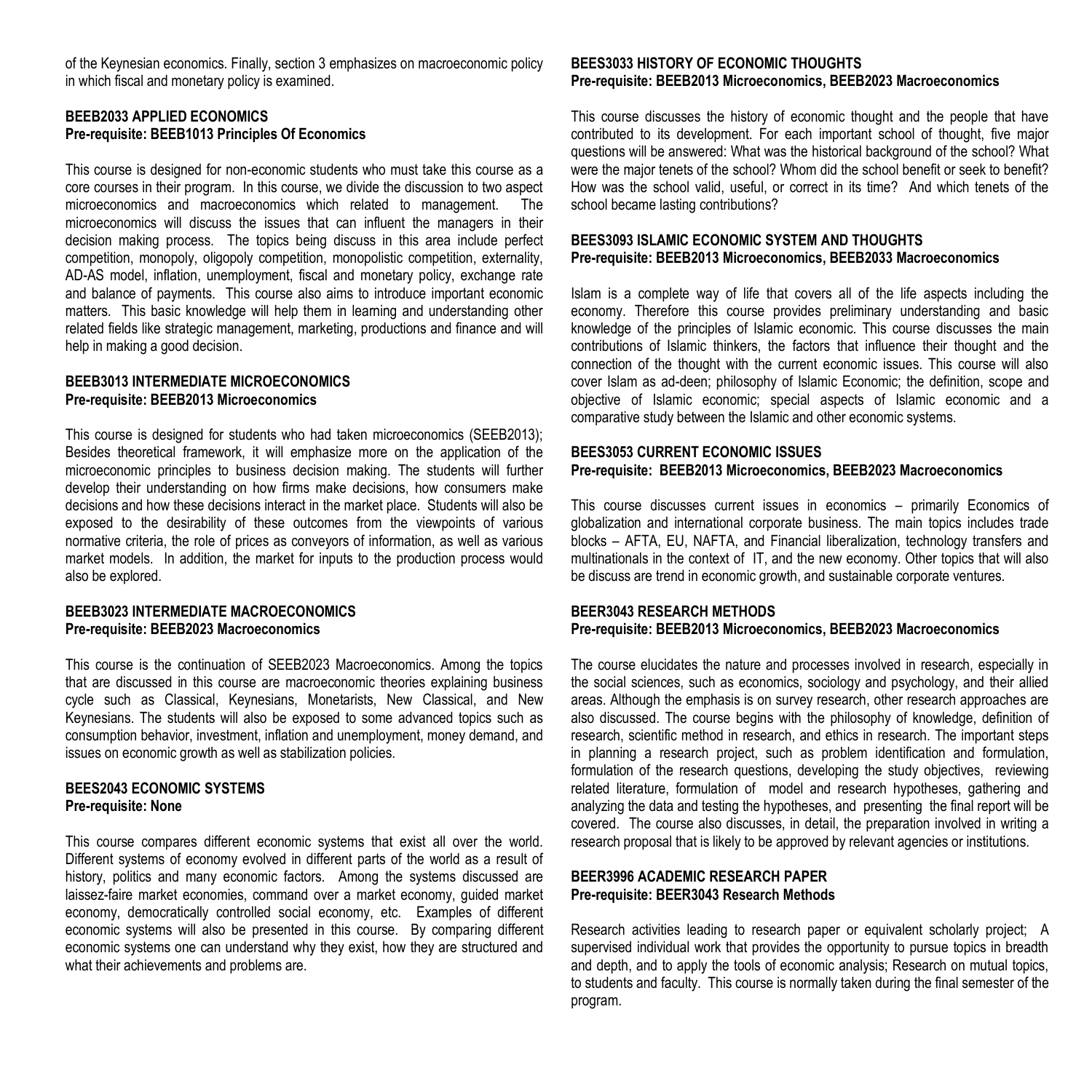of the Keynesian economics. Finally, section 3 emphasizes on macroeconomic policy in which fiscal and monetary policy is examined.

**BEEB2033 APPLIED ECONOMICS**
**Pre-requisite: BEEB1013 Principles Of Economics**

This course is designed for non-economic students who must take this course as a core courses in their program. In this course, we divide the discussion to two aspect microeconomics and macroeconomics which related to management. The microeconomics will discuss the issues that can influent the managers in their decision making process. The topics being discuss in this area include perfect competition, monopoly, oligopoly competition, monopolistic competition, externality, AD-AS model, inflation, unemployment, fiscal and monetary policy, exchange rate and balance of payments. This course also aims to introduce important economic matters. This basic knowledge will help them in learning and understanding other related fields like strategic management, marketing, productions and finance and will help in making a good decision.

**BEEB3013 INTERMEDIATE MICROECONOMICS**
**Pre-requisite: BEEB2013 Microeconomics**

This course is designed for students who had taken microeconomics (SEEB2013); Besides theoretical framework, it will emphasize more on the application of the microeconomic principles to business decision making. The students will further develop their understanding on how firms make decisions, how consumers make decisions and how these decisions interact in the market place. Students will also be exposed to the desirability of these outcomes from the viewpoints of various normative criteria, the role of prices as conveyors of information, as well as various market models. In addition, the market for inputs to the production process would also be explored.

**BEEB3023 INTERMEDIATE MACROECONOMICS**
**Pre-requisite: BEEB2023 Macroeconomics**

This course is the continuation of SEEB2023 Macroeconomics. Among the topics that are discussed in this course are macroeconomic theories explaining business cycle such as Classical, Keynesians, Monetarists, New Classical, and New Keynesians. The students will also be exposed to some advanced topics such as consumption behavior, investment, inflation and unemployment, money demand, and issues on economic growth as well as stabilization policies.

**BEES2043 ECONOMIC SYSTEMS**
**Pre-requisite: None**

This course compares different economic systems that exist all over the world. Different systems of economy evolved in different parts of the world as a result of history, politics and many economic factors. Among the systems discussed are laissez-faire market economies, command over a market economy, guided market economy, democratically controlled social economy, etc. Examples of different economic systems will also be presented in this course. By comparing different economic systems one can understand why they exist, how they are structured and what their achievements and problems are.

**BEES3033 HISTORY OF ECONOMIC THOUGHTS**
**Pre-requisite: BEEB2013 Microeconomics, BEEB2023 Macroeconomics**

This course discusses the history of economic thought and the people that have contributed to its development. For each important school of thought, five major questions will be answered: What was the historical background of the school? What were the major tenets of the school? Whom did the school benefit or seek to benefit? How was the school valid, useful, or correct in its time? And which tenets of the school became lasting contributions?

**BEES3093 ISLAMIC ECONOMIC SYSTEM AND THOUGHTS**
**Pre-requisite: BEEB2013 Microeconomics, BEEB2033 Macroeconomics**

Islam is a complete way of life that covers all of the life aspects including the economy. Therefore this course provides preliminary understanding and basic knowledge of the principles of Islamic economic. This course discusses the main contributions of Islamic thinkers, the factors that influence their thought and the connection of the thought with the current economic issues. This course will also cover Islam as ad-deen; philosophy of Islamic Economic; the definition, scope and objective of Islamic economic; special aspects of Islamic economic and a comparative study between the Islamic and other economic systems.

**BEES3053 CURRENT ECONOMIC ISSUES**
**Pre-requisite: BEEB2013 Microeconomics, BEEB2023 Macroeconomics**

This course discusses current issues in economics – primarily Economics of globalization and international corporate business. The main topics includes trade blocks – AFTA, EU, NAFTA, and Financial liberalization, technology transfers and multinationals in the context of IT, and the new economy. Other topics that will also be discuss are trend in economic growth, and sustainable corporate ventures.

**BEER3043 RESEARCH METHODS**
**Pre-requisite: BEEB2013 Microeconomics, BEEB2023 Macroeconomics**

The course elucidates the nature and processes involved in research, especially in the social sciences, such as economics, sociology and psychology, and their allied areas. Although the emphasis is on survey research, other research approaches are also discussed. The course begins with the philosophy of knowledge, definition of research, scientific method in research, and ethics in research. The important steps in planning a research project, such as problem identification and formulation, formulation of the research questions, developing the study objectives, reviewing related literature, formulation of model and research hypotheses, gathering and analyzing the data and testing the hypotheses, and presenting the final report will be covered. The course also discusses, in detail, the preparation involved in writing a research proposal that is likely to be approved by relevant agencies or institutions.

**BEER3996 ACADEMIC RESEARCH PAPER**
**Pre-requisite: BEER3043 Research Methods**

Research activities leading to research paper or equivalent scholarly project; A supervised individual work that provides the opportunity to pursue topics in breadth and depth, and to apply the tools of economic analysis; Research on mutual topics, to students and faculty. This course is normally taken during the final semester of the program.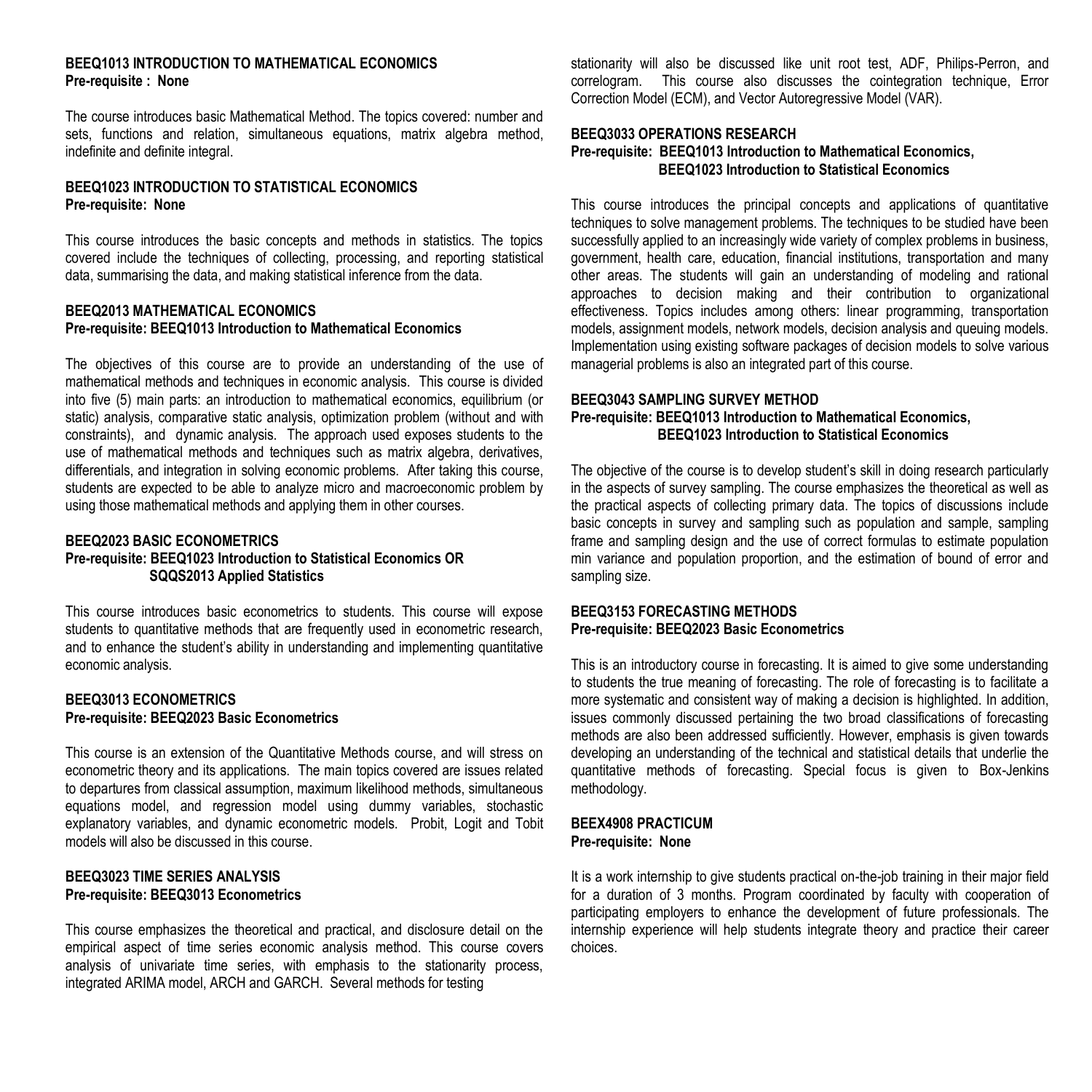**BEEQ1013 INTRODUCTION TO MATHEMATICAL ECONOMICS**
**Pre-requisite : None**

The course introduces basic Mathematical Method. The topics covered: number and sets, functions and relation, simultaneous equations, matrix algebra method, indefinite and definite integral.

**BEEQ1023 INTRODUCTION TO STATISTICAL ECONOMICS**
**Pre-requisite: None**

This course introduces the basic concepts and methods in statistics. The topics covered include the techniques of collecting, processing, and reporting statistical data, summarising the data, and making statistical inference from the data.

**BEEQ2013 MATHEMATICAL ECONOMICS**
**Pre-requisite: BEEQ1013 Introduction to Mathematical Economics**

The objectives of this course are to provide an understanding of the use of mathematical methods and techniques in economic analysis. This course is divided into five (5) main parts: an introduction to mathematical economics, equilibrium (or static) analysis, comparative static analysis, optimization problem (without and with constraints), and dynamic analysis. The approach used exposes students to the use of mathematical methods and techniques such as matrix algebra, derivatives, differentials, and integration in solving economic problems. After taking this course, students are expected to be able to analyze micro and macroeconomic problem by using those mathematical methods and applying them in other courses.

**BEEQ2023 BASIC ECONOMETRICS**
**Pre-requisite: BEEQ1023 Introduction to Statistical Economics OR SQQS2013 Applied Statistics**

This course introduces basic econometrics to students. This course will expose students to quantitative methods that are frequently used in econometric research, and to enhance the student's ability in understanding and implementing quantitative economic analysis.

**BEEQ3013 ECONOMETRICS**
**Pre-requisite: BEEQ2023 Basic Econometrics**

This course is an extension of the Quantitative Methods course, and will stress on econometric theory and its applications. The main topics covered are issues related to departures from classical assumption, maximum likelihood methods, simultaneous equations model, and regression model using dummy variables, stochastic explanatory variables, and dynamic econometric models. Probit, Logit and Tobit models will also be discussed in this course.

**BEEQ3023 TIME SERIES ANALYSIS**
**Pre-requisite: BEEQ3013 Econometrics**

This course emphasizes the theoretical and practical, and disclosure detail on the empirical aspect of time series economic analysis method. This course covers analysis of univariate time series, with emphasis to the stationarity process, integrated ARIMA model, ARCH and GARCH. Several methods for testing stationarity will also be discussed like unit root test, ADF, Philips-Perron, and correlogram. This course also discusses the cointegration technique, Error Correction Model (ECM), and Vector Autoregressive Model (VAR).

**BEEQ3033 OPERATIONS RESEARCH**
**Pre-requisite: BEEQ1013 Introduction to Mathematical Economics, BEEQ1023 Introduction to Statistical Economics**

This course introduces the principal concepts and applications of quantitative techniques to solve management problems. The techniques to be studied have been successfully applied to an increasingly wide variety of complex problems in business, government, health care, education, financial institutions, transportation and many other areas. The students will gain an understanding of modeling and rational approaches to decision making and their contribution to organizational effectiveness. Topics includes among others: linear programming, transportation models, assignment models, network models, decision analysis and queuing models. Implementation using existing software packages of decision models to solve various managerial problems is also an integrated part of this course.

**BEEQ3043 SAMPLING SURVEY METHOD**
**Pre-requisite: BEEQ1013 Introduction to Mathematical Economics, BEEQ1023 Introduction to Statistical Economics**

The objective of the course is to develop student's skill in doing research particularly in the aspects of survey sampling. The course emphasizes the theoretical as well as the practical aspects of collecting primary data. The topics of discussions include basic concepts in survey and sampling such as population and sample, sampling frame and sampling design and the use of correct formulas to estimate population min variance and population proportion, and the estimation of bound of error and sampling size.

**BEEQ3153 FORECASTING METHODS**
**Pre-requisite: BEEQ2023 Basic Econometrics**

This is an introductory course in forecasting. It is aimed to give some understanding to students the true meaning of forecasting. The role of forecasting is to facilitate a more systematic and consistent way of making a decision is highlighted. In addition, issues commonly discussed pertaining the two broad classifications of forecasting methods are also been addressed sufficiently. However, emphasis is given towards developing an understanding of the technical and statistical details that underlie the quantitative methods of forecasting. Special focus is given to Box-Jenkins methodology.

**BEEX4908 PRACTICUM**
**Pre-requisite: None**

It is a work internship to give students practical on-the-job training in their major field for a duration of 3 months. Program coordinated by faculty with cooperation of participating employers to enhance the development of future professionals. The internship experience will help students integrate theory and practice their career choices.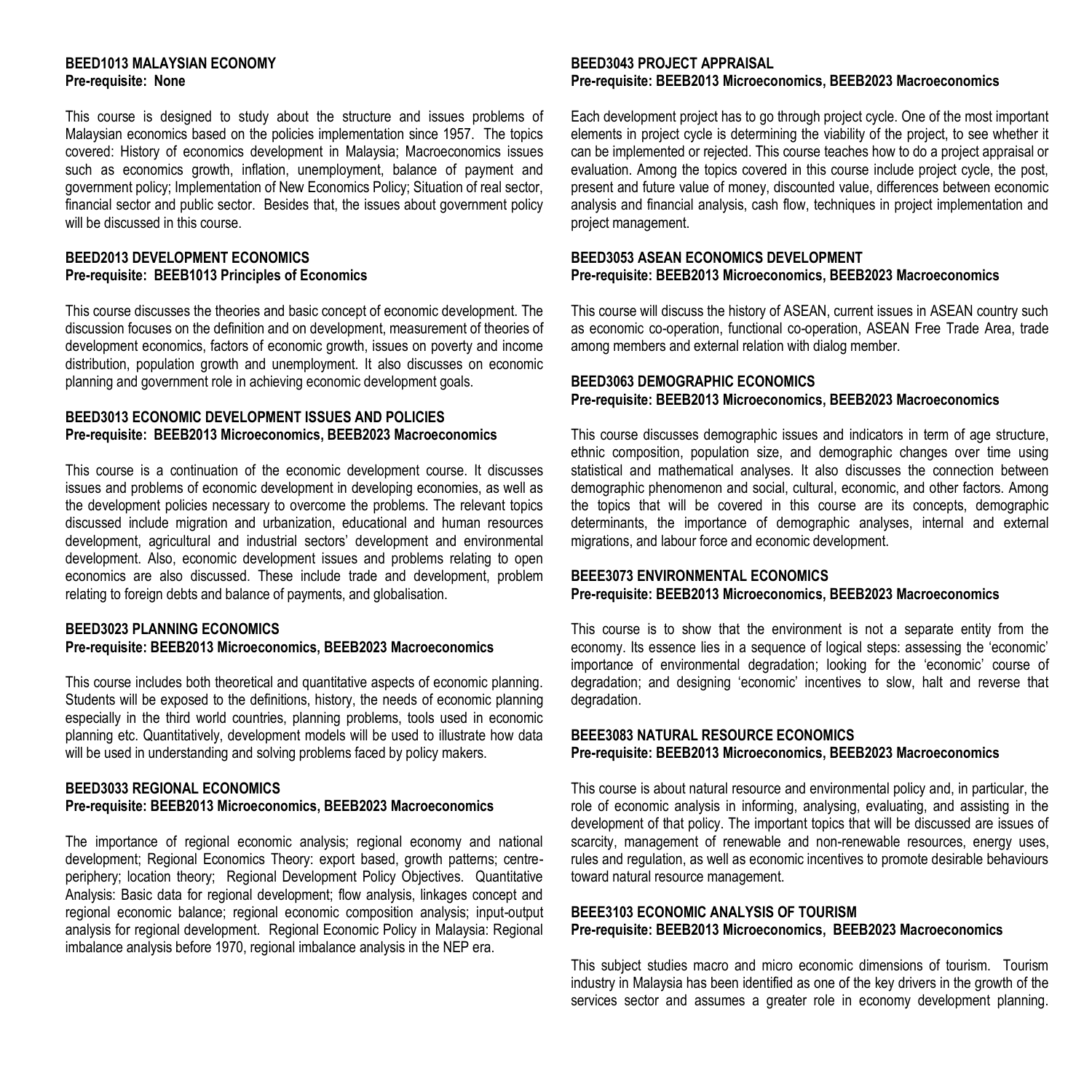**BEED1013 MALAYSIAN ECONOMY**
**Pre-requisite: None**

This course is designed to study about the structure and issues problems of Malaysian economics based on the policies implementation since 1957. The topics covered: History of economics development in Malaysia; Macroeconomics issues such as economics growth, inflation, unemployment, balance of payment and government policy; Implementation of New Economics Policy; Situation of real sector, financial sector and public sector. Besides that, the issues about government policy will be discussed in this course.

**BEED2013 DEVELOPMENT ECONOMICS**
**Pre-requisite: BEEB1013 Principles of Economics**

This course discusses the theories and basic concept of economic development. The discussion focuses on the definition and on development, measurement of theories of development economics, factors of economic growth, issues on poverty and income distribution, population growth and unemployment. It also discusses on economic planning and government role in achieving economic development goals.

**BEED3013 ECONOMIC DEVELOPMENT ISSUES AND POLICIES**
**Pre-requisite: BEEB2013 Microeconomics, BEEB2023 Macroeconomics**

This course is a continuation of the economic development course. It discusses issues and problems of economic development in developing economies, as well as the development policies necessary to overcome the problems. The relevant topics discussed include migration and urbanization, educational and human resources development, agricultural and industrial sectors' development and environmental development. Also, economic development issues and problems relating to open economics are also discussed. These include trade and development, problem relating to foreign debts and balance of payments, and globalisation.

**BEED3023 PLANNING ECONOMICS**
**Pre-requisite: BEEB2013 Microeconomics, BEEB2023 Macroeconomics**

This course includes both theoretical and quantitative aspects of economic planning. Students will be exposed to the definitions, history, the needs of economic planning especially in the third world countries, planning problems, tools used in economic planning etc. Quantitatively, development models will be used to illustrate how data will be used in understanding and solving problems faced by policy makers.

**BEED3033 REGIONAL ECONOMICS**
**Pre-requisite: BEEB2013 Microeconomics, BEEB2023 Macroeconomics**

The importance of regional economic analysis; regional economy and national development; Regional Economics Theory: export based, growth patterns; centre-periphery; location theory; Regional Development Policy Objectives. Quantitative Analysis: Basic data for regional development; flow analysis, linkages concept and regional economic balance; regional economic composition analysis; input-output analysis for regional development. Regional Economic Policy in Malaysia: Regional imbalance analysis before 1970, regional imbalance analysis in the NEP era.

**BEED3043 PROJECT APPRAISAL**
**Pre-requisite: BEEB2013 Microeconomics, BEEB2023 Macroeconomics**

Each development project has to go through project cycle. One of the most important elements in project cycle is determining the viability of the project, to see whether it can be implemented or rejected. This course teaches how to do a project appraisal or evaluation. Among the topics covered in this course include project cycle, the post, present and future value of money, discounted value, differences between economic analysis and financial analysis, cash flow, techniques in project implementation and project management.

**BEED3053 ASEAN ECONOMICS DEVELOPMENT**
**Pre-requisite: BEEB2013 Microeconomics, BEEB2023 Macroeconomics**

This course will discuss the history of ASEAN, current issues in ASEAN country such as economic co-operation, functional co-operation, ASEAN Free Trade Area, trade among members and external relation with dialog member.

**BEED3063 DEMOGRAPHIC ECONOMICS**
**Pre-requisite: BEEB2013 Microeconomics, BEEB2023 Macroeconomics**

This course discusses demographic issues and indicators in term of age structure, ethnic composition, population size, and demographic changes over time using statistical and mathematical analyses. It also discusses the connection between demographic phenomenon and social, cultural, economic, and other factors. Among the topics that will be covered in this course are its concepts, demographic determinants, the importance of demographic analyses, internal and external migrations, and labour force and economic development.

**BEEE3073 ENVIRONMENTAL ECONOMICS**
**Pre-requisite: BEEB2013 Microeconomics, BEEB2023 Macroeconomics**

This course is to show that the environment is not a separate entity from the economy. Its essence lies in a sequence of logical steps: assessing the 'economic' importance of environmental degradation; looking for the 'economic' course of degradation; and designing 'economic' incentives to slow, halt and reverse that degradation.

**BEEE3083 NATURAL RESOURCE ECONOMICS**
**Pre-requisite: BEEB2013 Microeconomics, BEEB2023 Macroeconomics**

This course is about natural resource and environmental policy and, in particular, the role of economic analysis in informing, analysing, evaluating, and assisting in the development of that policy. The important topics that will be discussed are issues of scarcity, management of renewable and non-renewable resources, energy uses, rules and regulation, as well as economic incentives to promote desirable behaviours toward natural resource management.

**BEEE3103 ECONOMIC ANALYSIS OF TOURISM**
**Pre-requisite: BEEB2013 Microeconomics, BEEB2023 Macroeconomics**

This subject studies macro and micro economic dimensions of tourism. Tourism industry in Malaysia has been identified as one of the key drivers in the growth of the services sector and assumes a greater role in economy development planning.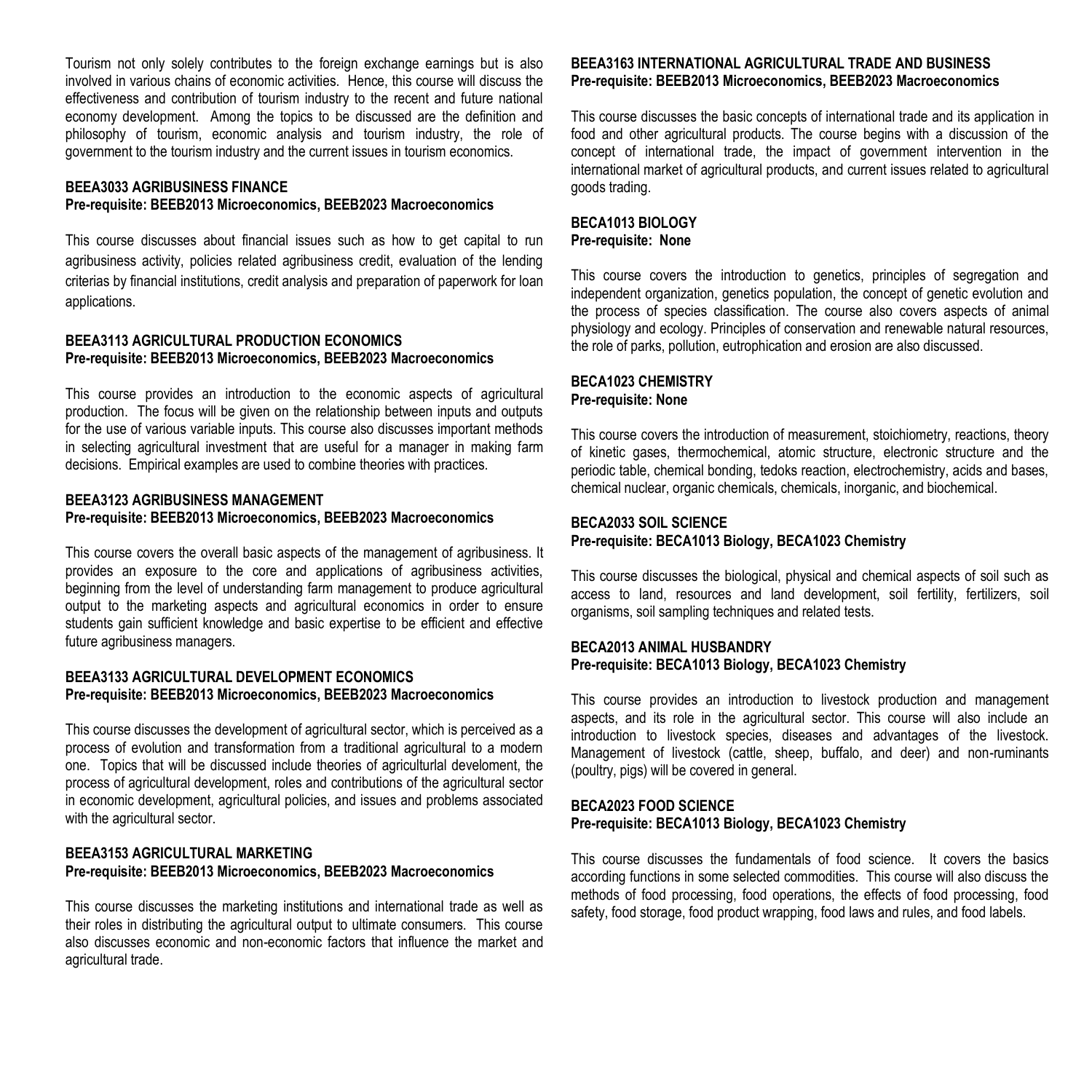Tourism not only solely contributes to the foreign exchange earnings but is also involved in various chains of economic activities. Hence, this course will discuss the effectiveness and contribution of tourism industry to the recent and future national economy development. Among the topics to be discussed are the definition and philosophy of tourism, economic analysis and tourism industry, the role of government to the tourism industry and the current issues in tourism economics.

**BEEA3033 AGRIBUSINESS FINANCE**
**Pre-requisite: BEEB2013 Microeconomics, BEEB2023 Macroeconomics**

This course discusses about financial issues such as how to get capital to run agribusiness activity, policies related agribusiness credit, evaluation of the lending criterias by financial institutions, credit analysis and preparation of paperwork for loan applications.

**BEEA3113 AGRICULTURAL PRODUCTION ECONOMICS**
**Pre-requisite: BEEB2013 Microeconomics, BEEB2023 Macroeconomics**

This course provides an introduction to the economic aspects of agricultural production. The focus will be given on the relationship between inputs and outputs for the use of various variable inputs. This course also discusses important methods in selecting agricultural investment that are useful for a manager in making farm decisions. Empirical examples are used to combine theories with practices.

**BEEA3123 AGRIBUSINESS MANAGEMENT**
**Pre-requisite: BEEB2013 Microeconomics, BEEB2023 Macroeconomics**

This course covers the overall basic aspects of the management of agribusiness. It provides an exposure to the core and applications of agribusiness activities, beginning from the level of understanding farm management to produce agricultural output to the marketing aspects and agricultural economics in order to ensure students gain sufficient knowledge and basic expertise to be efficient and effective future agribusiness managers.

**BEEA3133 AGRICULTURAL DEVELOPMENT ECONOMICS**
**Pre-requisite: BEEB2013 Microeconomics, BEEB2023 Macroeconomics**

This course discusses the development of agricultural sector, which is perceived as a process of evolution and transformation from a traditional agricultural to a modern one. Topics that will be discussed include theories of agriculturlal develoment, the process of agricultural development, roles and contributions of the agricultural sector in economic development, agricultural policies, and issues and problems associated with the agricultural sector.

**BEEA3153 AGRICULTURAL MARKETING**
**Pre-requisite: BEEB2013 Microeconomics, BEEB2023 Macroeconomics**

This course discusses the marketing institutions and international trade as well as their roles in distributing the agricultural output to ultimate consumers. This course also discusses economic and non-economic factors that influence the market and agricultural trade.

**BEEA3163 INTERNATIONAL AGRICULTURAL TRADE AND BUSINESS**
**Pre-requisite: BEEB2013 Microeconomics, BEEB2023 Macroeconomics**

This course discusses the basic concepts of international trade and its application in food and other agricultural products. The course begins with a discussion of the concept of international trade, the impact of government intervention in the international market of agricultural products, and current issues related to agricultural goods trading.

**BECA1013 BIOLOGY**
**Pre-requisite: None**

This course covers the introduction to genetics, principles of segregation and independent organization, genetics population, the concept of genetic evolution and the process of species classification. The course also covers aspects of animal physiology and ecology. Principles of conservation and renewable natural resources, the role of parks, pollution, eutrophication and erosion are also discussed.

**BECA1023 CHEMISTRY**
**Pre-requisite: None**

This course covers the introduction of measurement, stoichiometry, reactions, theory of kinetic gases, thermochemical, atomic structure, electronic structure and the periodic table, chemical bonding, tedoks reaction, electrochemistry, acids and bases, chemical nuclear, organic chemicals, chemicals, inorganic, and biochemical.

**BECA2033 SOIL SCIENCE**
**Pre-requisite: BECA1013 Biology, BECA1023 Chemistry**

This course discusses the biological, physical and chemical aspects of soil such as access to land, resources and land development, soil fertility, fertilizers, soil organisms, soil sampling techniques and related tests.

**BECA2013 ANIMAL HUSBANDRY**
**Pre-requisite: BECA1013 Biology, BECA1023 Chemistry**

This course provides an introduction to livestock production and management aspects, and its role in the agricultural sector. This course will also include an introduction to livestock species, diseases and advantages of the livestock. Management of livestock (cattle, sheep, buffalo, and deer) and non-ruminants (poultry, pigs) will be covered in general.

**BECA2023 FOOD SCIENCE**
**Pre-requisite: BECA1013 Biology, BECA1023 Chemistry**

This course discusses the fundamentals of food science. It covers the basics according functions in some selected commodities. This course will also discuss the methods of food processing, food operations, the effects of food processing, food safety, food storage, food product wrapping, food laws and rules, and food labels.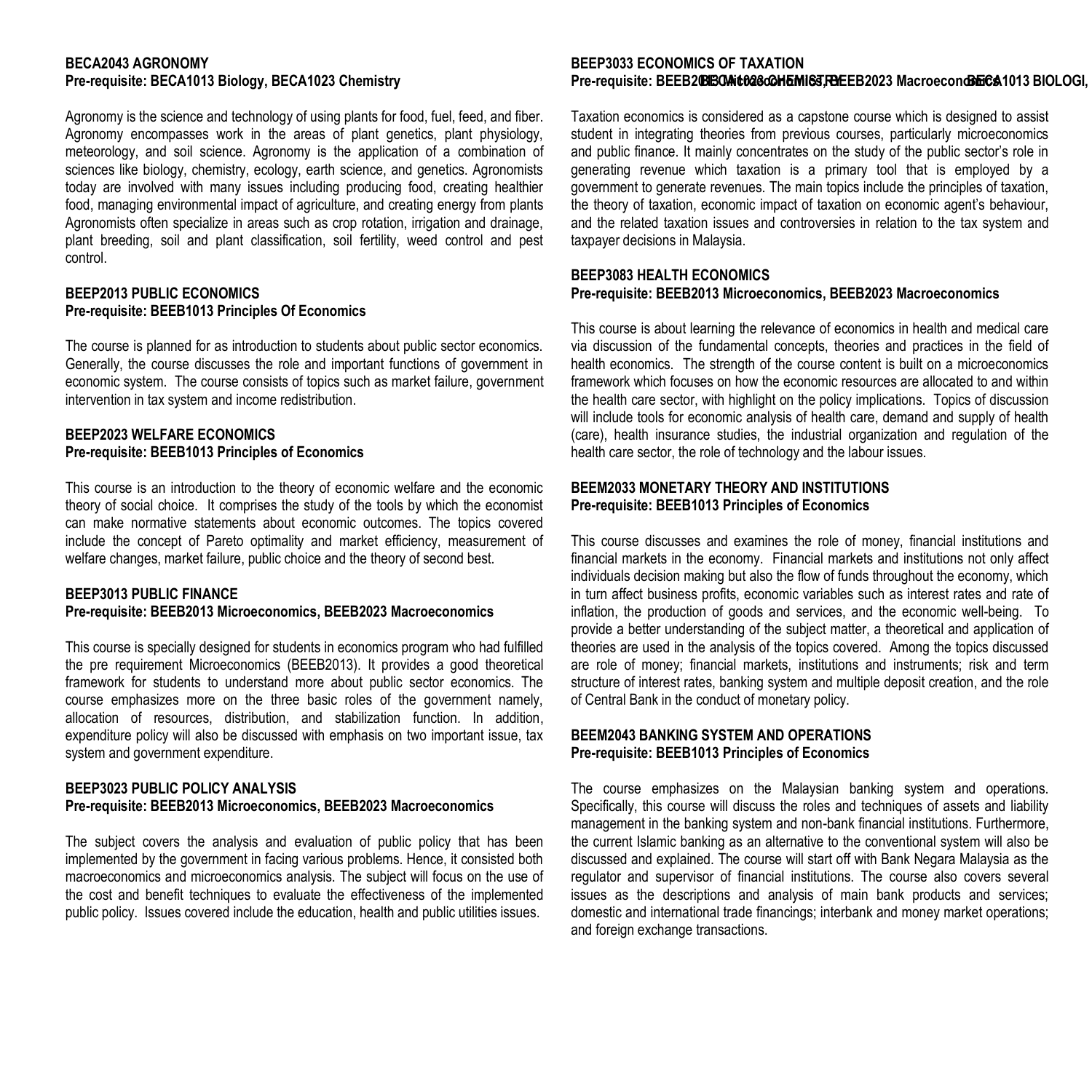**BECA2043 AGRONOMY**
**Pre-requisite: BECA1013 Biology, BECA1023 Chemistry**

Agronomy is the science and technology of using plants for food, fuel, feed, and fiber. Agronomy encompasses work in the areas of plant genetics, plant physiology, meteorology, and soil science. Agronomy is the application of a combination of sciences like biology, chemistry, ecology, earth science, and genetics. Agronomists today are involved with many issues including producing food, creating healthier food, managing environmental impact of agriculture, and creating energy from plants Agronomists often specialize in areas such as crop rotation, irrigation and drainage, plant breeding, soil and plant classification, soil fertility, weed control and pest control.

**BEEP2013 PUBLIC ECONOMICS**
**Pre-requisite: BEEB1013 Principles Of Economics**

The course is planned for as introduction to students about public sector economics. Generally, the course discusses the role and important functions of government in economic system. The course consists of topics such as market failure, government intervention in tax system and income redistribution.

**BEEP2023 WELFARE ECONOMICS**
**Pre-requisite: BEEB1013 Principles of Economics**

This course is an introduction to the theory of economic welfare and the economic theory of social choice. It comprises the study of the tools by which the economist can make normative statements about economic outcomes. The topics covered include the concept of Pareto optimality and market efficiency, measurement of welfare changes, market failure, public choice and the theory of second best.

**BEEP3013 PUBLIC FINANCE**
**Pre-requisite: BEEB2013 Microeconomics, BEEB2023 Macroeconomics**

This course is specially designed for students in economics program who had fulfilled the pre requirement Microeconomics (BEEB2013). It provides a good theoretical framework for students to understand more about public sector economics. The course emphasizes more on the three basic roles of the government namely, allocation of resources, distribution, and stabilization function. In addition, expenditure policy will also be discussed with emphasis on two important issue, tax system and government expenditure.

**BEEP3023 PUBLIC POLICY ANALYSIS**
**Pre-requisite: BEEB2013 Microeconomics, BEEB2023 Macroeconomics**

The subject covers the analysis and evaluation of public policy that has been implemented by the government in facing various problems. Hence, it consisted both macroeconomics and microeconomics analysis. The subject will focus on the use of the cost and benefit techniques to evaluate the effectiveness of the implemented public policy. Issues covered include the education, health and public utilities issues.

**BEEP3033 ECONOMICS OF TAXATION**
**Pre-requisite: BEEB2013 Microeconomics, BEEB2023 Macroeconomics BECA1013 BIOLOGI, BECA1023 CHEMISTRY**

Taxation economics is considered as a capstone course which is designed to assist student in integrating theories from previous courses, particularly microeconomics and public finance. It mainly concentrates on the study of the public sector's role in generating revenue which taxation is a primary tool that is employed by a government to generate revenues. The main topics include the principles of taxation, the theory of taxation, economic impact of taxation on economic agent's behaviour, and the related taxation issues and controversies in relation to the tax system and taxpayer decisions in Malaysia.

**BEEP3083 HEALTH ECONOMICS**
**Pre-requisite: BEEB2013 Microeconomics, BEEB2023 Macroeconomics**

This course is about learning the relevance of economics in health and medical care via discussion of the fundamental concepts, theories and practices in the field of health economics. The strength of the course content is built on a microeconomics framework which focuses on how the economic resources are allocated to and within the health care sector, with highlight on the policy implications. Topics of discussion will include tools for economic analysis of health care, demand and supply of health (care), health insurance studies, the industrial organization and regulation of the health care sector, the role of technology and the labour issues.

**BEEM2033 MONETARY THEORY AND INSTITUTIONS**
**Pre-requisite: BEEB1013 Principles of Economics**

This course discusses and examines the role of money, financial institutions and financial markets in the economy. Financial markets and institutions not only affect individuals decision making but also the flow of funds throughout the economy, which in turn affect business profits, economic variables such as interest rates and rate of inflation, the production of goods and services, and the economic well-being. To provide a better understanding of the subject matter, a theoretical and application of theories are used in the analysis of the topics covered. Among the topics discussed are role of money; financial markets, institutions and instruments; risk and term structure of interest rates, banking system and multiple deposit creation, and the role of Central Bank in the conduct of monetary policy.

**BEEM2043 BANKING SYSTEM AND OPERATIONS**
**Pre-requisite: BEEB1013 Principles of Economics**

The course emphasizes on the Malaysian banking system and operations. Specifically, this course will discuss the roles and techniques of assets and liability management in the banking system and non-bank financial institutions. Furthermore, the current Islamic banking as an alternative to the conventional system will also be discussed and explained. The course will start off with Bank Negara Malaysia as the regulator and supervisor of financial institutions. The course also covers several issues as the descriptions and analysis of main bank products and services; domestic and international trade financings; interbank and money market operations; and foreign exchange transactions.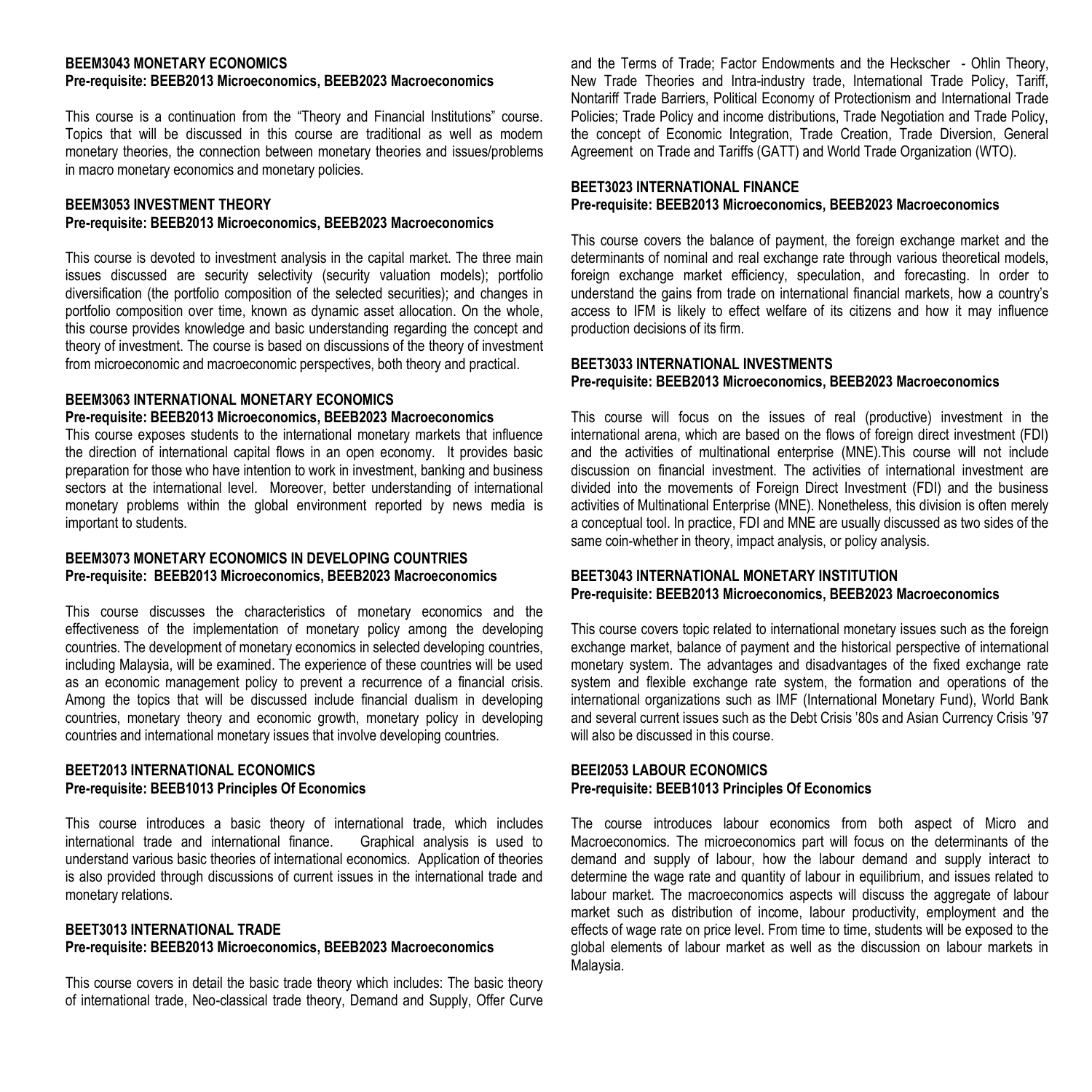**BEEM3043 MONETARY ECONOMICS**
**Pre-requisite: BEEB2013 Microeconomics, BEEB2023 Macroeconomics**

This course is a continuation from the "Theory and Financial Institutions" course. Topics that will be discussed in this course are traditional as well as modern monetary theories, the connection between monetary theories and issues/problems in macro monetary economics and monetary policies.

**BEEM3053 INVESTMENT THEORY**
**Pre-requisite: BEEB2013 Microeconomics, BEEB2023 Macroeconomics**

This course is devoted to investment analysis in the capital market. The three main issues discussed are security selectivity (security valuation models); portfolio diversification (the portfolio composition of the selected securities); and changes in portfolio composition over time, known as dynamic asset allocation. On the whole, this course provides knowledge and basic understanding regarding the concept and theory of investment. The course is based on discussions of the theory of investment from microeconomic and macroeconomic perspectives, both theory and practical.

**BEEM3063 INTERNATIONAL MONETARY ECONOMICS**
**Pre-requisite: BEEB2013 Microeconomics, BEEB2023 Macroeconomics**

This course exposes students to the international monetary markets that influence the direction of international capital flows in an open economy. It provides basic preparation for those who have intention to work in investment, banking and business sectors at the international level. Moreover, better understanding of international monetary problems within the global environment reported by news media is important to students.

**BEEM3073 MONETARY ECONOMICS IN DEVELOPING COUNTRIES**
**Pre-requisite: BEEB2013 Microeconomics, BEEB2023 Macroeconomics**

This course discusses the characteristics of monetary economics and the effectiveness of the implementation of monetary policy among the developing countries. The development of monetary economics in selected developing countries, including Malaysia, will be examined. The experience of these countries will be used as an economic management policy to prevent a recurrence of a financial crisis. Among the topics that will be discussed include financial dualism in developing countries, monetary theory and economic growth, monetary policy in developing countries and international monetary issues that involve developing countries.

**BEET2013 INTERNATIONAL ECONOMICS**
**Pre-requisite: BEEB1013 Principles Of Economics**

This course introduces a basic theory of international trade, which includes international trade and international finance. Graphical analysis is used to understand various basic theories of international economics. Application of theories is also provided through discussions of current issues in the international trade and monetary relations.

**BEET3013 INTERNATIONAL TRADE**
**Pre-requisite: BEEB2013 Microeconomics, BEEB2023 Macroeconomics**

This course covers in detail the basic trade theory which includes: The basic theory of international trade, Neo-classical trade theory, Demand and Supply, Offer Curve and the Terms of Trade; Factor Endowments and the Heckscher - Ohlin Theory, New Trade Theories and Intra-industry trade, International Trade Policy, Tariff, Nontariff Trade Barriers, Political Economy of Protectionism and International Trade Policies; Trade Policy and income distributions, Trade Negotiation and Trade Policy, the concept of Economic Integration, Trade Creation, Trade Diversion, General Agreement on Trade and Tariffs (GATT) and World Trade Organization (WTO).

**BEET3023 INTERNATIONAL FINANCE**
**Pre-requisite: BEEB2013 Microeconomics, BEEB2023 Macroeconomics**

This course covers the balance of payment, the foreign exchange market and the determinants of nominal and real exchange rate through various theoretical models, foreign exchange market efficiency, speculation, and forecasting. In order to understand the gains from trade on international financial markets, how a country's access to IFM is likely to effect welfare of its citizens and how it may influence production decisions of its firm.

**BEET3033 INTERNATIONAL INVESTMENTS**
**Pre-requisite: BEEB2013 Microeconomics, BEEB2023 Macroeconomics**

This course will focus on the issues of real (productive) investment in the international arena, which are based on the flows of foreign direct investment (FDI) and the activities of multinational enterprise (MNE).This course will not include discussion on financial investment. The activities of international investment are divided into the movements of Foreign Direct Investment (FDI) and the business activities of Multinational Enterprise (MNE). Nonetheless, this division is often merely a conceptual tool. In practice, FDI and MNE are usually discussed as two sides of the same coin-whether in theory, impact analysis, or policy analysis.

**BEET3043 INTERNATIONAL MONETARY INSTITUTION**
**Pre-requisite: BEEB2013 Microeconomics, BEEB2023 Macroeconomics**

This course covers topic related to international monetary issues such as the foreign exchange market, balance of payment and the historical perspective of international monetary system. The advantages and disadvantages of the fixed exchange rate system and flexible exchange rate system, the formation and operations of the international organizations such as IMF (International Monetary Fund), World Bank and several current issues such as the Debt Crisis '80s and Asian Currency Crisis '97 will also be discussed in this course.

**BEEI2053 LABOUR ECONOMICS**
**Pre-requisite: BEEB1013 Principles Of Economics**

The course introduces labour economics from both aspect of Micro and Macroeconomics. The microeconomics part will focus on the determinants of the demand and supply of labour, how the labour demand and supply interact to determine the wage rate and quantity of labour in equilibrium, and issues related to labour market. The macroeconomics aspects will discuss the aggregate of labour market such as distribution of income, labour productivity, employment and the effects of wage rate on price level. From time to time, students will be exposed to the global elements of labour market as well as the discussion on labour markets in Malaysia.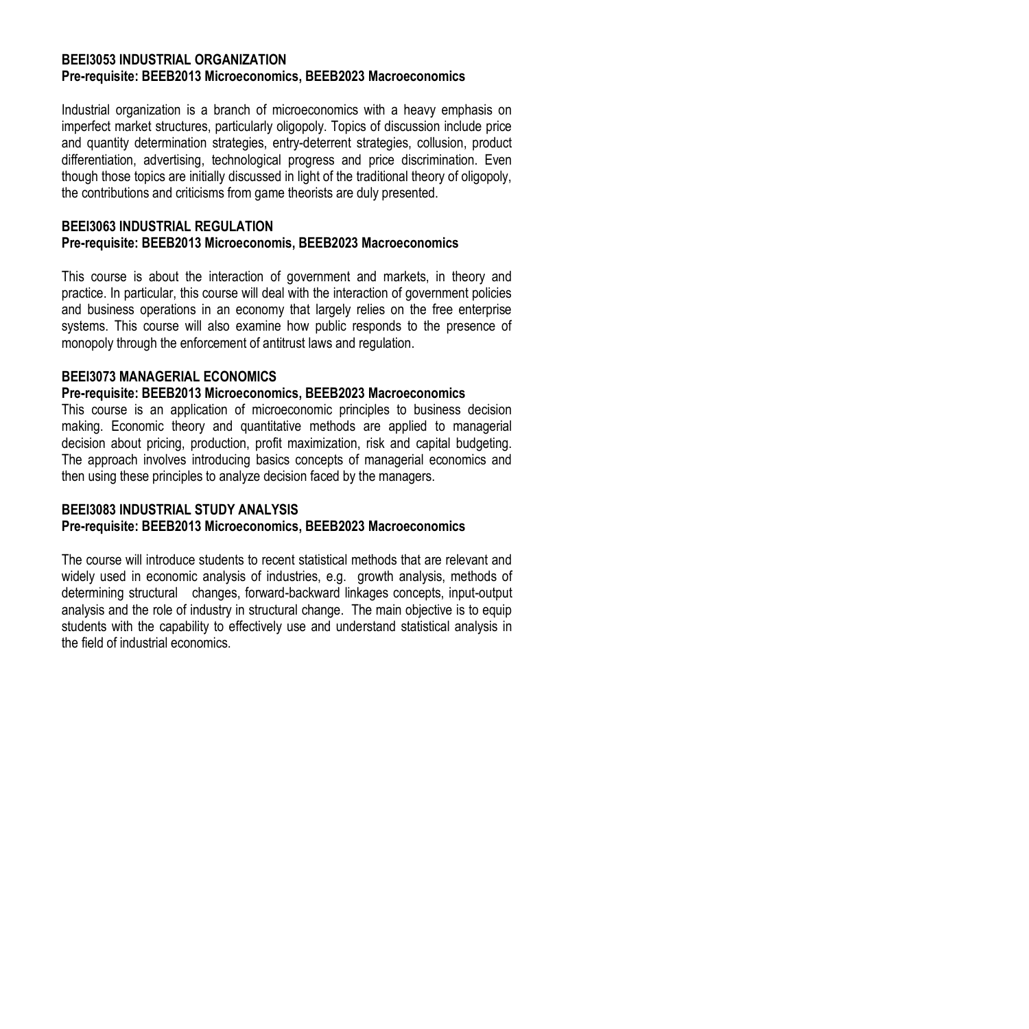**BEEI3053 INDUSTRIAL ORGANIZATION**
**Pre-requisite: BEEB2013 Microeconomics, BEEB2023 Macroeconomics**

Industrial organization is a branch of microeconomics with a heavy emphasis on imperfect market structures, particularly oligopoly. Topics of discussion include price and quantity determination strategies, entry-deterrent strategies, collusion, product differentiation, advertising, technological progress and price discrimination. Even though those topics are initially discussed in light of the traditional theory of oligopoly, the contributions and criticisms from game theorists are duly presented.

**BEEI3063 INDUSTRIAL REGULATION**
**Pre-requisite: BEEB2013 Microeconomis, BEEB2023 Macroeconomics**

This course is about the interaction of government and markets, in theory and practice. In particular, this course will deal with the interaction of government policies and business operations in an economy that largely relies on the free enterprise systems. This course will also examine how public responds to the presence of monopoly through the enforcement of antitrust laws and regulation.

**BEEI3073 MANAGERIAL ECONOMICS**
**Pre-requisite: BEEB2013 Microeconomics, BEEB2023 Macroeconomics**
This course is an application of microeconomic principles to business decision making. Economic theory and quantitative methods are applied to managerial decision about pricing, production, profit maximization, risk and capital budgeting. The approach involves introducing basics concepts of managerial economics and then using these principles to analyze decision faced by the managers.

**BEEI3083 INDUSTRIAL STUDY ANALYSIS**
**Pre-requisite: BEEB2013 Microeconomics, BEEB2023 Macroeconomics**

The course will introduce students to recent statistical methods that are relevant and widely used in economic analysis of industries, e.g. growth analysis, methods of determining structural changes, forward-backward linkages concepts, input-output analysis and the role of industry in structural change. The main objective is to equip students with the capability to effectively use and understand statistical analysis in the field of industrial economics.